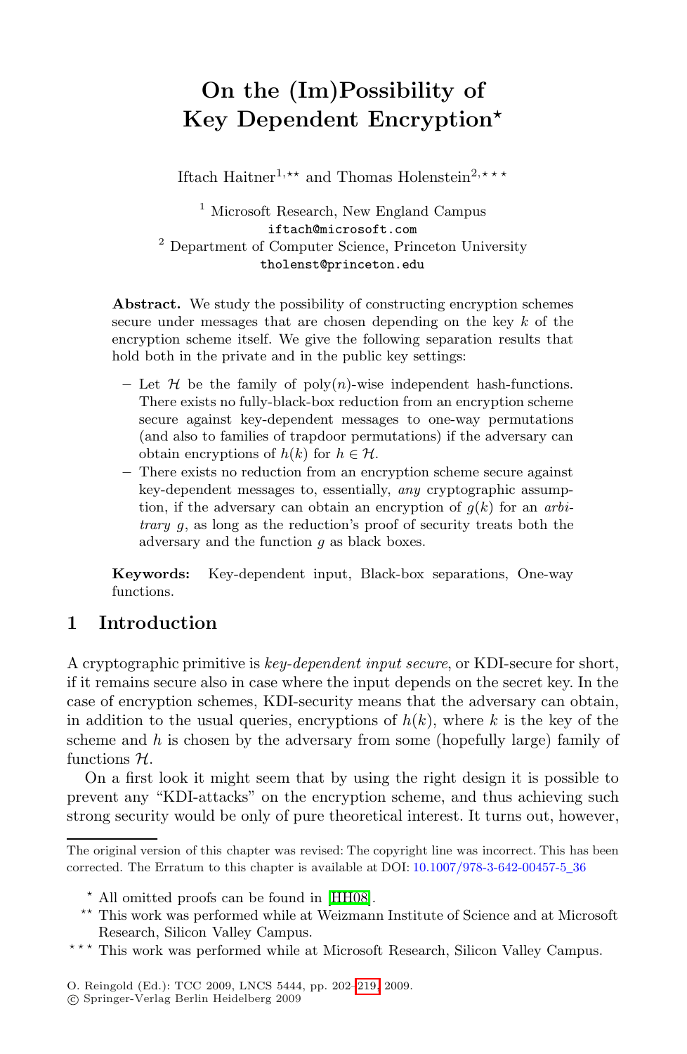# On the (Im)Possibility of Key Dependent Encryption*

Iftach Haitner[1,**] and Thomas Holenstein[2,***]

[1] Microsoft Research, New England Campus
iftach@microsoft.com
[2] Department of Computer Science, Princeton University
tholenst@princeton.edu

**Abstract.** We study the possibility of constructing encryption schemes secure under messages that are chosen depending on the key $k$ of the encryption scheme itself. We give the following separation results that hold both in the private and in the public key settings:

- Let $\mathcal{H}$ be the family of poly$(n)$-wise independent hash-functions. There exists no fully-black-box reduction from an encryption scheme secure against key-dependent messages to one-way permutations (and also to families of trapdoor permutations) if the adversary can obtain encryptions of $h(k)$ for $h \in \mathcal{H}$.
- There exists no reduction from an encryption scheme secure against key-dependent messages to, essentially, *any* cryptographic assumption, if the adversary can obtain an encryption of $g(k)$ for an *arbitrary* $g$, as long as the reduction's proof of security treats both the adversary and the function $g$ as black boxes.

**Keywords:** Key-dependent input, Black-box separations, One-way functions.

## 1 Introduction

A cryptographic primitive is *key-dependent input secure*, or KDI-secure for short, if it remains secure also in case where the input depends on the secret key. In the case of encryption schemes, KDI-security means that the adversary can obtain, in addition to the usual queries, encryptions of $h(k)$, where $k$ is the key of the scheme and $h$ is chosen by the adversary from some (hopefully large) family of functions $\mathcal{H}$.

On a first look it might seem that by using the right design it is possible to prevent any "KDI-attacks" on the encryption scheme, and thus achieving such strong security would be only of pure theoretical interest. It turns out, however,

---

The original version of this chapter was revised: The copyright line was incorrect. This has been corrected. The Erratum to this chapter is available at DOI: 10.1007/978-3-642-00457-5_36

* All omitted proofs can be found in [HH08].

** This work was performed while at Weizmann Institute of Science and at Microsoft Research, Silicon Valley Campus.

*** This work was performed while at Microsoft Research, Silicon Valley Campus.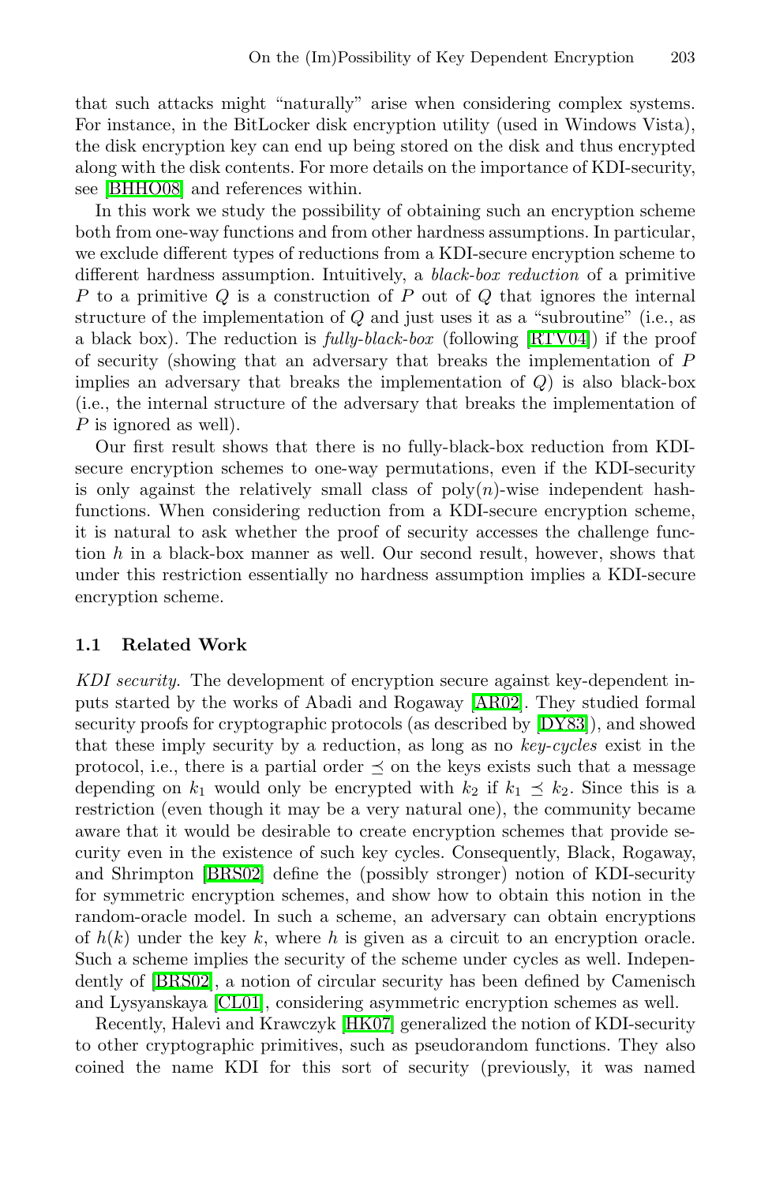that such attacks might "naturally" arise when considering complex systems. For instance, in the BitLocker disk encryption utility (used in Windows Vista), the disk encryption key can end up being stored on the disk and thus encrypted along with the disk contents. For more details on the importance of KDI-security, see [BHHO08] and references within.

In this work we study the possibility of obtaining such an encryption scheme both from one-way functions and from other hardness assumptions. In particular, we exclude different types of reductions from a KDI-secure encryption scheme to different hardness assumption. Intuitively, a *black-box reduction* of a primitive $P$ to a primitive $Q$ is a construction of $P$ out of $Q$ that ignores the internal structure of the implementation of $Q$ and just uses it as a "subroutine" (i.e., as a black box). The reduction is *fully-black-box* (following [RTV04]) if the proof of security (showing that an adversary that breaks the implementation of $P$ implies an adversary that breaks the implementation of $Q$) is also black-box (i.e., the internal structure of the adversary that breaks the implementation of $P$ is ignored as well).

Our first result shows that there is no fully-black-box reduction from KDI-secure encryption schemes to one-way permutations, even if the KDI-security is only against the relatively small class of poly($n$)-wise independent hash-functions. When considering reduction from a KDI-secure encryption scheme, it is natural to ask whether the proof of security accesses the challenge function $h$ in a black-box manner as well. Our second result, however, shows that under this restriction essentially no hardness assumption implies a KDI-secure encryption scheme.

### 1.1 Related Work

*KDI security.* The development of encryption secure against key-dependent inputs started by the works of Abadi and Rogaway [AR02]. They studied formal security proofs for cryptographic protocols (as described by [DY83]), and showed that these imply security by a reduction, as long as no *key-cycles* exist in the protocol, i.e., there is a partial order $\preceq$ on the keys exists such that a message depending on $k_1$ would only be encrypted with $k_2$ if $k_1 \preceq k_2$. Since this is a restriction (even though it may be a very natural one), the community became aware that it would be desirable to create encryption schemes that provide security even in the existence of such key cycles. Consequently, Black, Rogaway, and Shrimpton [BRS02] define the (possibly stronger) notion of KDI-security for symmetric encryption schemes, and show how to obtain this notion in the random-oracle model. In such a scheme, an adversary can obtain encryptions of $h(k)$ under the key $k$, where $h$ is given as a circuit to an encryption oracle. Such a scheme implies the security of the scheme under cycles as well. Independently of [BRS02], a notion of circular security has been defined by Camenisch and Lysyanskaya [CL01], considering asymmetric encryption schemes as well.

Recently, Halevi and Krawczyk [HK07] generalized the notion of KDI-security to other cryptographic primitives, such as pseudorandom functions. They also coined the name KDI for this sort of security (previously, it was named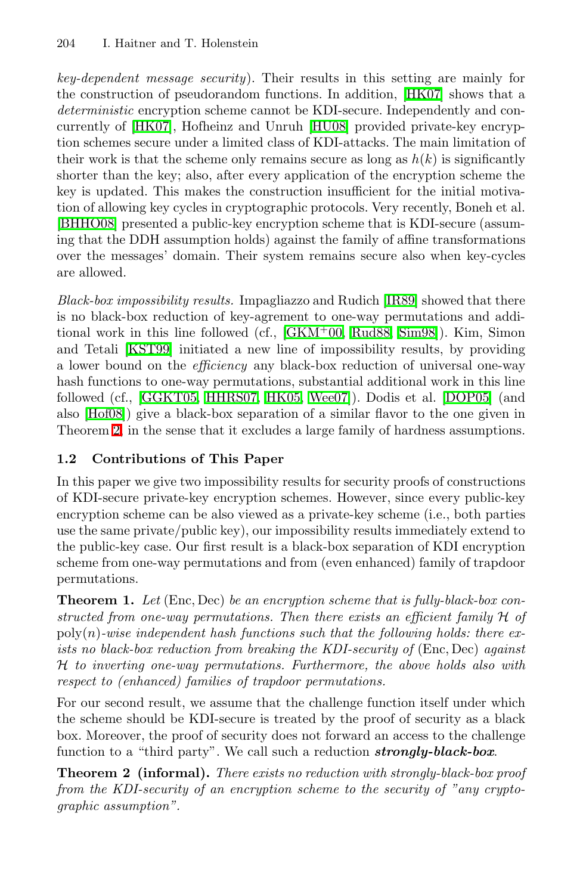*key-dependent message security*). Their results in this setting are mainly for the construction of pseudorandom functions. In addition, [HK07] shows that a *deterministic* encryption scheme cannot be KDI-secure. Independently and concurrently of [HK07], Hofheinz and Unruh [HU08] provided private-key encryption schemes secure under a limited class of KDI-attacks. The main limitation of their work is that the scheme only remains secure as long as $h(k)$ is significantly shorter than the key; also, after every application of the encryption scheme the key is updated. This makes the construction insufficient for the initial motivation of allowing key cycles in cryptographic protocols. Very recently, Boneh et al. [BHHO08] presented a public-key encryption scheme that is KDI-secure (assuming that the DDH assumption holds) against the family of affine transformations over the messages' domain. Their system remains secure also when key-cycles are allowed.

*Black-box impossibility results.* Impagliazzo and Rudich [IR89] showed that there is no black-box reduction of key-agreement to one-way permutations and additional work in this line followed (cf., [GKM+00, Rud88, Sim98]). Kim, Simon and Tetali [KST99] initiated a new line of impossibility results, by providing a lower bound on the *efficiency* any black-box reduction of universal one-way hash functions to one-way permutations, substantial additional work in this line followed (cf., [GGKT05, HHRS07, HK05, Wee07]). Dodis et al. [DOP05] (and also [Hof08]) give a black-box separation of a similar flavor to the one given in Theorem 2, in the sense that it excludes a large family of hardness assumptions.

### 1.2 Contributions of This Paper

In this paper we give two impossibility results for security proofs of constructions of KDI-secure private-key encryption schemes. However, since every public-key encryption scheme can be also viewed as a private-key scheme (i.e., both parties use the same private/public key), our impossibility results immediately extend to the public-key case. Our first result is a black-box separation of KDI encryption scheme from one-way permutations and from (even enhanced) family of trapdoor permutations.

**Theorem 1.** *Let* (Enc, Dec) *be an encryption scheme that is fully-black-box constructed from one-way permutations. Then there exists an efficient family* $\mathcal{H}$ *of* $\text{poly}(n)$*-wise independent hash functions such that the following holds: there exists no black-box reduction from breaking the KDI-security of* (Enc, Dec) *against* $\mathcal{H}$ *to inverting one-way permutations. Furthermore, the above holds also with respect to (enhanced) families of trapdoor permutations.*

For our second result, we assume that the challenge function itself under which the scheme should be KDI-secure is treated by the proof of security as a black box. Moreover, the proof of security does not forward an access to the challenge function to a "third party". We call such a reduction ***strongly-black-box***.

**Theorem 2 (informal).** *There exists no reduction with strongly-black-box proof from the KDI-security of an encryption scheme to the security of "any cryptographic assumption".*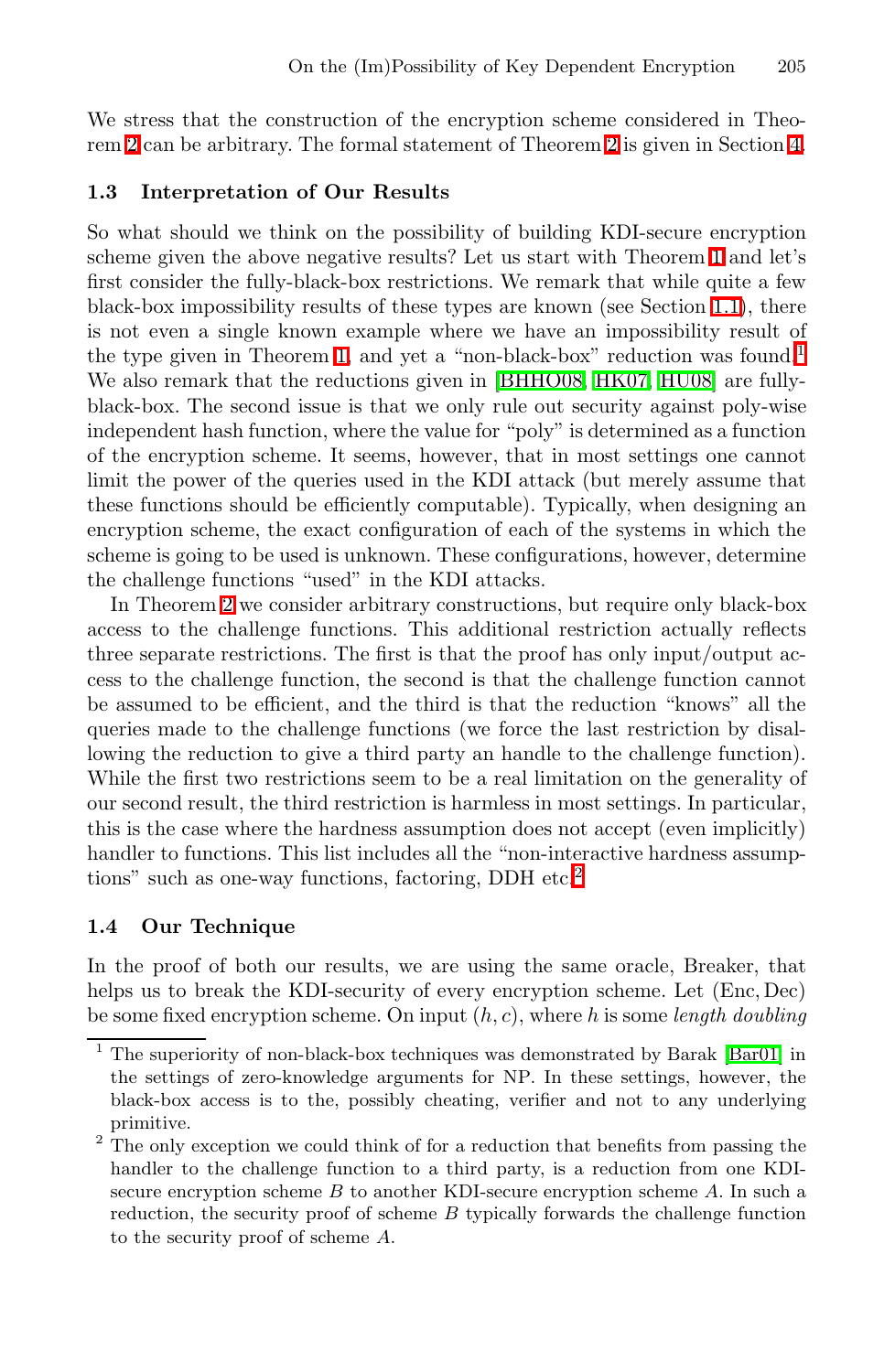We stress that the construction of the encryption scheme considered in Theorem 2 can be arbitrary. The formal statement of Theorem 2 is given in Section 4.

### 1.3 Interpretation of Our Results

So what should we think on the possibility of building KDI-secure encryption scheme given the above negative results? Let us start with Theorem 1 and let's first consider the fully-black-box restrictions. We remark that while quite a few black-box impossibility results of these types are known (see Section 1.1), there is not even a single known example where we have an impossibility result of the type given in Theorem 1, and yet a "non-black-box" reduction was found.[1] We also remark that the reductions given in [BHHO08, HK07, HU08] are fully-black-box. The second issue is that we only rule out security against poly-wise independent hash function, where the value for "poly" is determined as a function of the encryption scheme. It seems, however, that in most settings one cannot limit the power of the queries used in the KDI attack (but merely assume that these functions should be efficiently computable). Typically, when designing an encryption scheme, the exact configuration of each of the systems in which the scheme is going to be used is unknown. These configurations, however, determine the challenge functions "used" in the KDI attacks.

In Theorem 2 we consider arbitrary constructions, but require only black-box access to the challenge functions. This additional restriction actually reflects three separate restrictions. The first is that the proof has only input/output access to the challenge function, the second is that the challenge function cannot be assumed to be efficient, and the third is that the reduction "knows" all the queries made to the challenge functions (we force the last restriction by disallowing the reduction to give a third party an handle to the challenge function). While the first two restrictions seem to be a real limitation on the generality of our second result, the third restriction is harmless in most settings. In particular, this is the case where the hardness assumption does not accept (even implicitly) handler to functions. This list includes all the "non-interactive hardness assumptions" such as one-way functions, factoring, DDH etc.[2]

### 1.4 Our Technique

In the proof of both our results, we are using the same oracle, Breaker, that helps us to break the KDI-security of every encryption scheme. Let (Enc, Dec) be some fixed encryption scheme. On input $(h, c)$, where $h$ is some *length doubling*

---

[1] The superiority of non-black-box techniques was demonstrated by Barak [Bar01] in the settings of zero-knowledge arguments for NP. In these settings, however, the black-box access is to the, possibly cheating, verifier and not to any underlying primitive.

[2] The only exception we could think of for a reduction that benefits from passing the handler to the challenge function to a third party, is a reduction from one KDI-secure encryption scheme $B$ to another KDI-secure encryption scheme $A$. In such a reduction, the security proof of scheme $B$ typically forwards the challenge function to the security proof of scheme $A$.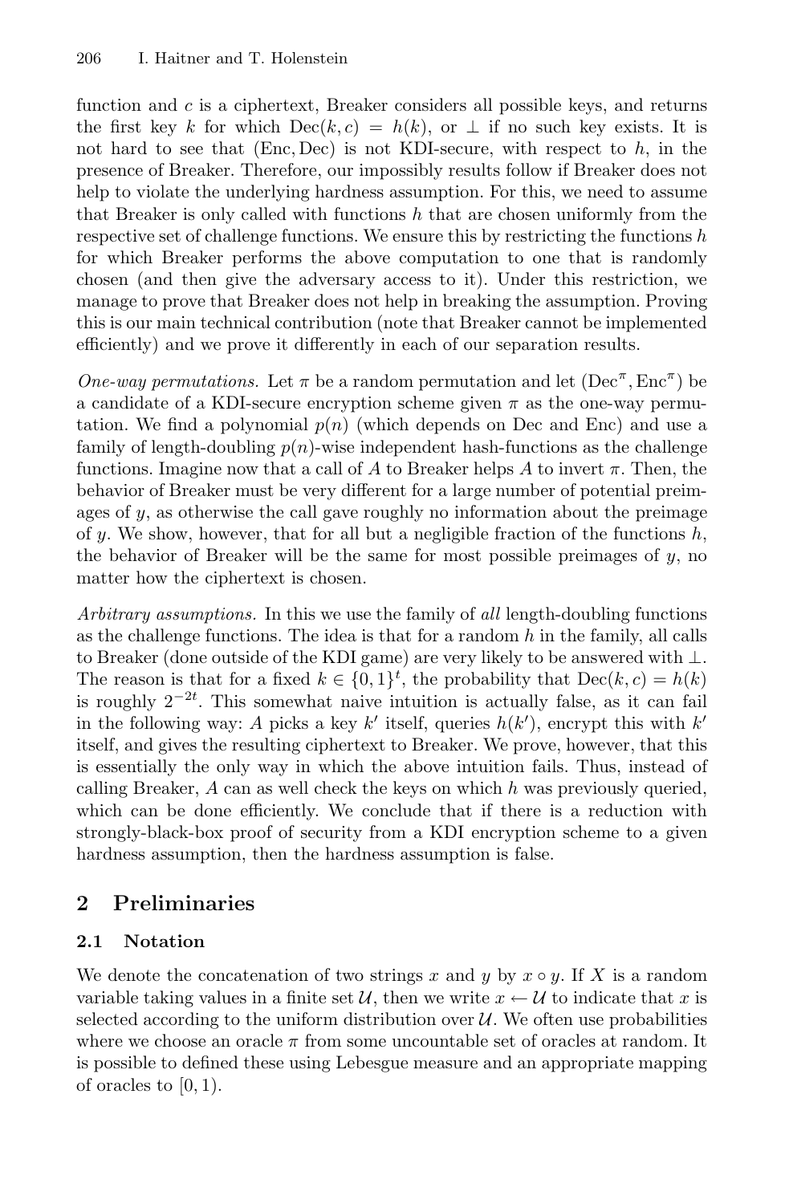function and $c$ is a ciphertext, Breaker considers all possible keys, and returns the first key $k$ for which $\mathrm{Dec}(k, c) = h(k)$, or $\perp$ if no such key exists. It is not hard to see that $(\mathrm{Enc}, \mathrm{Dec})$ is not KDI-secure, with respect to $h$, in the presence of Breaker. Therefore, our impossibly results follow if Breaker does not help to violate the underlying hardness assumption. For this, we need to assume that Breaker is only called with functions $h$ that are chosen uniformly from the respective set of challenge functions. We ensure this by restricting the functions $h$ for which Breaker performs the above computation to one that is randomly chosen (and then give the adversary access to it). Under this restriction, we manage to prove that Breaker does not help in breaking the assumption. Proving this is our main technical contribution (note that Breaker cannot be implemented efficiently) and we prove it differently in each of our separation results.

*One-way permutations.* Let $\pi$ be a random permutation and let $(\mathrm{Dec}^\pi, \mathrm{Enc}^\pi)$ be a candidate of a KDI-secure encryption scheme given $\pi$ as the one-way permutation. We find a polynomial $p(n)$ (which depends on Dec and Enc) and use a family of length-doubling $p(n)$-wise independent hash-functions as the challenge functions. Imagine now that a call of $A$ to Breaker helps $A$ to invert $\pi$. Then, the behavior of Breaker must be very different for a large number of potential preimages of $y$, as otherwise the call gave roughly no information about the preimage of $y$. We show, however, that for all but a negligible fraction of the functions $h$, the behavior of Breaker will be the same for most possible preimages of $y$, no matter how the ciphertext is chosen.

*Arbitrary assumptions.* In this we use the family of *all* length-doubling functions as the challenge functions. The idea is that for a random $h$ in the family, all calls to Breaker (done outside of the KDI game) are very likely to be answered with $\perp$. The reason is that for a fixed $k \in \{0,1\}^t$, the probability that $\mathrm{Dec}(k, c) = h(k)$ is roughly $2^{-2t}$. This somewhat naive intuition is actually false, as it can fail in the following way: $A$ picks a key $k'$ itself, queries $h(k')$, encrypt this with $k'$ itself, and gives the resulting ciphertext to Breaker. We prove, however, that this is essentially the only way in which the above intuition fails. Thus, instead of calling Breaker, $A$ can as well check the keys on which $h$ was previously queried, which can be done efficiently. We conclude that if there is a reduction with strongly-black-box proof of security from a KDI encryption scheme to a given hardness assumption, then the hardness assumption is false.

## 2 Preliminaries

### 2.1 Notation

We denote the concatenation of two strings $x$ and $y$ by $x \circ y$. If $X$ is a random variable taking values in a finite set $\mathcal{U}$, then we write $x \leftarrow \mathcal{U}$ to indicate that $x$ is selected according to the uniform distribution over $\mathcal{U}$. We often use probabilities where we choose an oracle $\pi$ from some uncountable set of oracles at random. It is possible to defined these using Lebesgue measure and an appropriate mapping of oracles to $[0, 1)$.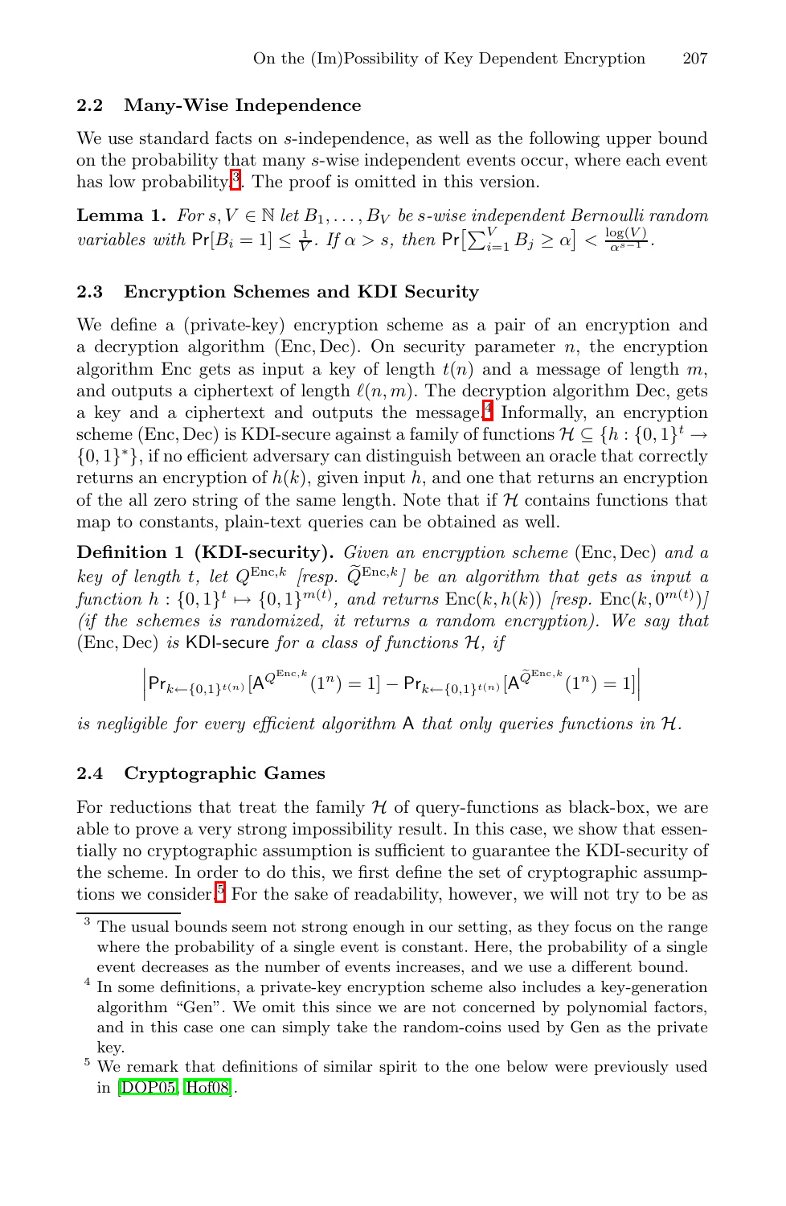### 2.2 Many-Wise Independence

We use standard facts on $s$-independence, as well as the following upper bound on the probability that many $s$-wise independent events occur, where each event has low probability[3]. The proof is omitted in this version.

**Lemma 1.** *For $s, V \in \mathbb{N}$ let $B_1, \ldots, B_V$ be $s$-wise independent Bernoulli random variables with $\Pr[B_i = 1] \leq \frac{1}{V}$. If $\alpha > s$, then $\Pr\left[\sum_{i=1}^{V} B_j \geq \alpha\right] < \frac{\log(V)}{\alpha^{s-1}}$.*

### 2.3 Encryption Schemes and KDI Security

We define a (private-key) encryption scheme as a pair of an encryption and a decryption algorithm $(\mathrm{Enc}, \mathrm{Dec})$. On security parameter $n$, the encryption algorithm Enc gets as input a key of length $t(n)$ and a message of length $m$, and outputs a ciphertext of length $\ell(n, m)$. The decryption algorithm Dec, gets a key and a ciphertext and outputs the message.[4] Informally, an encryption scheme $(\mathrm{Enc}, \mathrm{Dec})$ is KDI-secure against a family of functions $\mathcal{H} \subseteq \{h : \{0,1\}^t \to \{0,1\}^*\}$, if no efficient adversary can distinguish between an oracle that correctly returns an encryption of $h(k)$, given input $h$, and one that returns an encryption of the all zero string of the same length. Note that if $\mathcal{H}$ contains functions that map to constants, plain-text queries can be obtained as well.

**Definition 1 (KDI-security).** *Given an encryption scheme $(\mathrm{Enc}, \mathrm{Dec})$ and a key of length $t$, let $Q^{\mathrm{Enc},k}$ [resp. $\widetilde{Q}^{\mathrm{Enc},k}$] be an algorithm that gets as input a function $h : \{0,1\}^t \mapsto \{0,1\}^{m(t)}$, and returns $\mathrm{Enc}(k, h(k))$ [resp. $\mathrm{Enc}(k, 0^{m(t)})$] (if the schemes is randomized, it returns a random encryption). We say that $(\mathrm{Enc}, \mathrm{Dec})$ is* KDI-secure *for a class of functions $\mathcal{H}$, if*

$$\left| \Pr_{k \leftarrow \{0,1\}^{t(n)}}[\mathsf{A}^{Q^{\mathrm{Enc},k}}(1^n) = 1] - \Pr_{k \leftarrow \{0,1\}^{t(n)}}[\mathsf{A}^{\widetilde{Q}^{\mathrm{Enc},k}}(1^n) = 1] \right|$$

*is negligible for every efficient algorithm $\mathsf{A}$ that only queries functions in $\mathcal{H}$.*

### 2.4 Cryptographic Games

For reductions that treat the family $\mathcal{H}$ of query-functions as black-box, we are able to prove a very strong impossibility result. In this case, we show that essentially no cryptographic assumption is sufficient to guarantee the KDI-security of the scheme. In order to do this, we first define the set of cryptographic assumptions we consider.[5] For the sake of readability, however, we will not try to be as

---

[3] The usual bounds seem not strong enough in our setting, as they focus on the range where the probability of a single event is constant. Here, the probability of a single event decreases as the number of events increases, and we use a different bound.

[4] In some definitions, a private-key encryption scheme also includes a key-generation algorithm "Gen". We omit this since we are not concerned by polynomial factors, and in this case one can simply take the random-coins used by Gen as the private key.

[5] We remark that definitions of similar spirit to the one below were previously used in [DOP05, Hof08].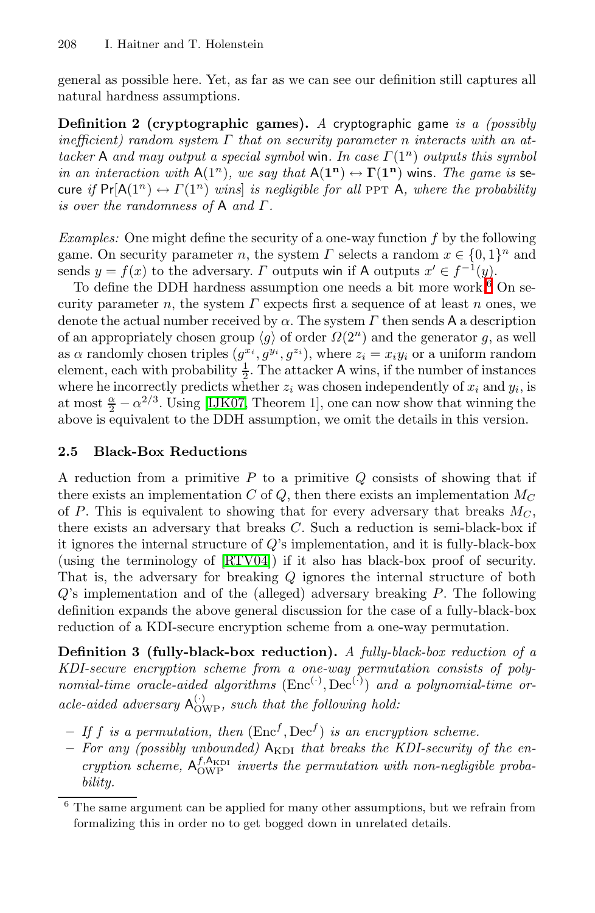general as possible here. Yet, as far as we can see our definition still captures all natural hardness assumptions.

**Definition 2 (cryptographic games).** *A* cryptographic game *is a (possibly inefficient) random system $\Gamma$ that on security parameter $n$ interacts with an attacker $\mathsf{A}$ and may output a special symbol* win*. In case $\Gamma(1^n)$ outputs this symbol in an interaction with $\mathsf{A}(1^n)$, we say that $\mathsf{A}(\mathbf{1^n}) \leftrightarrow \mathbf{\Gamma}(\mathbf{1^n})$* wins*. The game is* secure *if $\Pr[\mathsf{A}(1^n) \leftrightarrow \Gamma(1^n) \text{ wins}]$ is negligible for all* PPT $\mathsf{A}$*, where the probability is over the randomness of $\mathsf{A}$ and $\Gamma$.*

*Examples:* One might define the security of a one-way function $f$ by the following game. On security parameter $n$, the system $\Gamma$ selects a random $x \in \{0,1\}^n$ and sends $y = f(x)$ to the adversary. $\Gamma$ outputs win if $\mathsf{A}$ outputs $x' \in f^{-1}(y)$.

To define the DDH hardness assumption one needs a bit more work.[6] On security parameter $n$, the system $\Gamma$ expects first a sequence of at least $n$ ones, we denote the actual number received by $\alpha$. The system $\Gamma$ then sends $\mathsf{A}$ a description of an appropriately chosen group $\langle g \rangle$ of order $\Omega(2^n)$ and the generator $g$, as well as $\alpha$ randomly chosen triples $(g^{x_i}, g^{y_i}, g^{z_i})$, where $z_i = x_i y_i$ or a uniform random element, each with probability $\frac{1}{2}$. The attacker $\mathsf{A}$ wins, if the number of instances where he incorrectly predicts whether $z_i$ was chosen independently of $x_i$ and $y_i$, is at most $\frac{\alpha}{2} - \alpha^{2/3}$. Using [IJK07, Theorem 1], one can now show that winning the above is equivalent to the DDH assumption, we omit the details in this version.

### 2.5 Black-Box Reductions

A reduction from a primitive $P$ to a primitive $Q$ consists of showing that if there exists an implementation $C$ of $Q$, then there exists an implementation $M_C$ of $P$. This is equivalent to showing that for every adversary that breaks $M_C$, there exists an adversary that breaks $C$. Such a reduction is semi-black-box if it ignores the internal structure of $Q$'s implementation, and it is fully-black-box (using the terminology of [RTV04]) if it also has black-box proof of security. That is, the adversary for breaking $Q$ ignores the internal structure of both $Q$'s implementation and of the (alleged) adversary breaking $P$. The following definition expands the above general discussion for the case of a fully-black-box reduction of a KDI-secure encryption scheme from a one-way permutation.

**Definition 3 (fully-black-box reduction).** *A fully-black-box reduction of a KDI-secure encryption scheme from a one-way permutation consists of polynomial-time oracle-aided algorithms $(\mathrm{Enc}^{(\cdot)}, \mathrm{Dec}^{(\cdot)})$ and a polynomial-time oracle-aided adversary $\mathsf{A}_{\mathrm{OWP}}^{(\cdot)}$, such that the following hold:*

- *If $f$ is a permutation, then $(\mathrm{Enc}^f, \mathrm{Dec}^f)$ is an encryption scheme.*
- *For any (possibly unbounded) $\mathsf{A}_{\mathrm{KDI}}$ that breaks the KDI-security of the encryption scheme, $\mathsf{A}_{\mathrm{OWP}}^{f,\mathsf{A}_{\mathrm{KDI}}}$ inverts the permutation with non-negligible probability.*

[6] The same argument can be applied for many other assumptions, but we refrain from formalizing this in order no to get bogged down in unrelated details.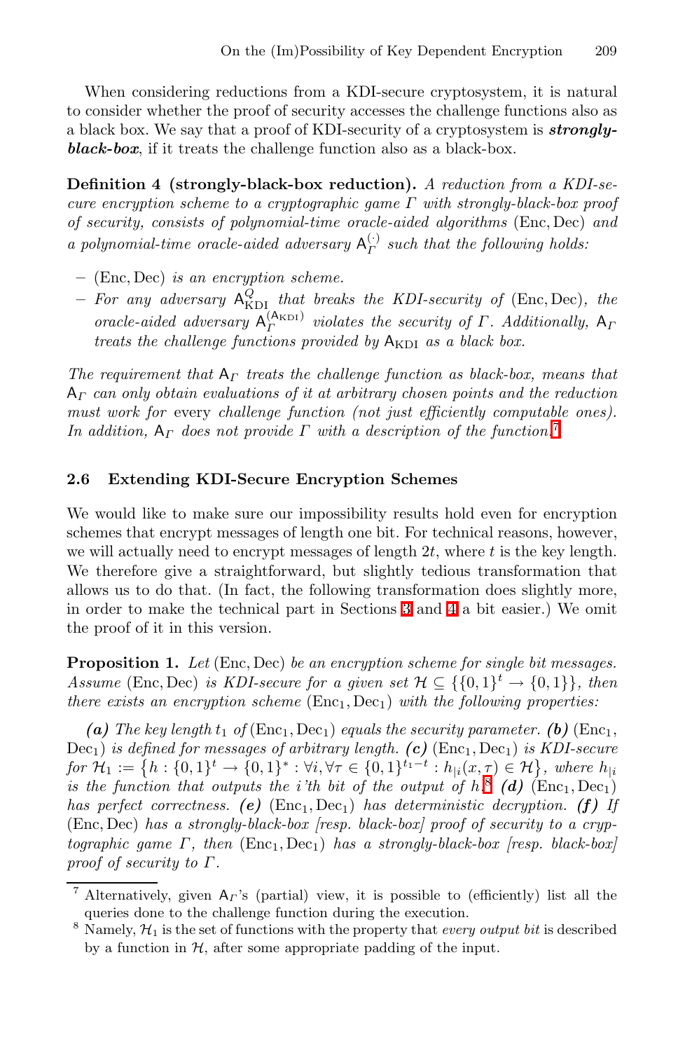When considering reductions from a KDI-secure cryptosystem, it is natural to consider whether the proof of security accesses the challenge functions also as a black box. We say that a proof of KDI-security of a cryptosystem is ***strongly-black-box***, if it treats the challenge function also as a black-box.

**Definition 4 (strongly-black-box reduction).** *A reduction from a KDI-secure encryption scheme to a cryptographic game $\Gamma$ with strongly-black-box proof of security, consists of polynomial-time oracle-aided algorithms* (Enc, Dec) *and a polynomial-time oracle-aided adversary $\mathsf{A}_\Gamma^{(\cdot)}$ such that the following holds:*

- (Enc, Dec) *is an encryption scheme.*
- *For any adversary $\mathsf{A}_{\mathrm{KDI}}^{Q}$ that breaks the KDI-security of* (Enc, Dec)*, the oracle-aided adversary $\mathsf{A}_\Gamma^{(\mathsf{A}_{\mathrm{KDI}})}$ violates the security of $\Gamma$. Additionally, $\mathsf{A}_\Gamma$ treats the challenge functions provided by $\mathsf{A}_{\mathrm{KDI}}$ as a black box.*

*The requirement that $\mathsf{A}_\Gamma$ treats the challenge function as black-box, means that $\mathsf{A}_\Gamma$ can only obtain evaluations of it at arbitrary chosen points and the reduction must work for* every *challenge function (not just efficiently computable ones). In addition, $\mathsf{A}_\Gamma$ does not provide $\Gamma$ with a description of the function.*[7]

### 2.6 Extending KDI-Secure Encryption Schemes

We would like to make sure our impossibility results hold even for encryption schemes that encrypt messages of length one bit. For technical reasons, however, we will actually need to encrypt messages of length $2t$, where $t$ is the key length. We therefore give a straightforward, but slightly tedious transformation that allows us to do that. (In fact, the following transformation does slightly more, in order to make the technical part in Sections 3 and 4 a bit easier.) We omit the proof of it in this version.

**Proposition 1.** *Let* (Enc, Dec) *be an encryption scheme for single bit messages. Assume* (Enc, Dec) *is KDI-secure for a given set $\mathcal{H} \subseteq \{\{0,1\}^t \to \{0,1\}\}$, then there exists an encryption scheme* ($\mathrm{Enc}_1, \mathrm{Dec}_1$) *with the following properties:*

***(a)*** *The key length $t_1$ of* ($\mathrm{Enc}_1, \mathrm{Dec}_1$) *equals the security parameter.* ***(b)*** ($\mathrm{Enc}_1, \mathrm{Dec}_1$) *is defined for messages of arbitrary length.* ***(c)*** ($\mathrm{Enc}_1, \mathrm{Dec}_1$) *is KDI-secure for $\mathcal{H}_1 := \left\{h : \{0,1\}^t \to \{0,1\}^* : \forall i, \forall \tau \in \{0,1\}^{t_1-t} : h_{|i}(x,\tau) \in \mathcal{H}\right\}$, where $h_{|i}$ is the function that outputs the i'th bit of the output of h.*[8] ***(d)*** ($\mathrm{Enc}_1, \mathrm{Dec}_1$) *has perfect correctness.* ***(e)*** ($\mathrm{Enc}_1, \mathrm{Dec}_1$) *has deterministic decryption.* ***(f)*** *If* (Enc, Dec) *has a strongly-black-box [resp. black-box] proof of security to a cryptographic game $\Gamma$, then* ($\mathrm{Enc}_1, \mathrm{Dec}_1$) *has a strongly-black-box [resp. black-box] proof of security to $\Gamma$.*

---

[7] Alternatively, given $\mathsf{A}_\Gamma$'s (partial) view, it is possible to (efficiently) list all the queries done to the challenge function during the execution.

[8] Namely, $\mathcal{H}_1$ is the set of functions with the property that *every output bit* is described by a function in $\mathcal{H}$, after some appropriate padding of the input.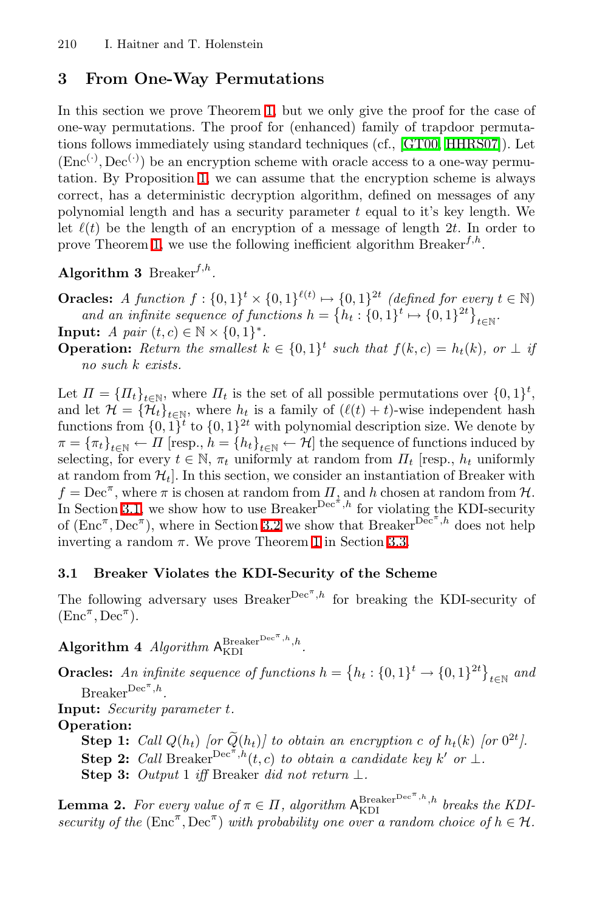## 3 From One-Way Permutations

In this section we prove Theorem 1, but we only give the proof for the case of one-way permutations. The proof for (enhanced) family of trapdoor permutations follows immediately using standard techniques (cf., [GT00, HHRS07]). Let $(\mathrm{Enc}^{(\cdot)}, \mathrm{Dec}^{(\cdot)})$ be an encryption scheme with oracle access to a one-way permutation. By Proposition 1, we can assume that the encryption scheme is always correct, has a deterministic decryption algorithm, defined on messages of any polynomial length and has a security parameter $t$ equal to it's key length. We let $\ell(t)$ be the length of an encryption of a message of length $2t$. In order to prove Theorem 1, we use the following inefficient algorithm $\mathrm{Breaker}^{f,h}$.

**Algorithm 3** $\mathrm{Breaker}^{f,h}$.

**Oracles:** *A function* $f : \{0,1\}^t \times \{0,1\}^{\ell(t)} \mapsto \{0,1\}^{2t}$ *(defined for every* $t \in \mathbb{N}$*) and an infinite sequence of functions* $h = \{h_t : \{0,1\}^t \mapsto \{0,1\}^{2t}\}_{t \in \mathbb{N}}$.
**Input:** *A pair* $(t, c) \in \mathbb{N} \times \{0,1\}^*$.
**Operation:** *Return the smallest* $k \in \{0,1\}^t$ *such that* $f(k, c) = h_t(k)$*, or* $\perp$ *if no such* $k$ *exists.*

Let $\Pi = \{\Pi_t\}_{t \in \mathbb{N}}$, where $\Pi_t$ is the set of all possible permutations over $\{0,1\}^t$, and let $\mathcal{H} = \{\mathcal{H}_t\}_{t \in \mathbb{N}}$, where $h_t$ is a family of $(\ell(t) + t)$-wise independent hash functions from $\{0,1\}^t$ to $\{0,1\}^{2t}$ with polynomial description size. We denote by $\pi = \{\pi_t\}_{t \in \mathbb{N}} \leftarrow \Pi$ [resp., $h = \{h_t\}_{t \in \mathbb{N}} \leftarrow \mathcal{H}$] the sequence of functions induced by selecting, for every $t \in \mathbb{N}$, $\pi_t$ uniformly at random from $\Pi_t$ [resp., $h_t$ uniformly at random from $\mathcal{H}_t$]. In this section, we consider an instantiation of Breaker with $f = \mathrm{Dec}^\pi$, where $\pi$ is chosen at random from $\Pi$, and $h$ chosen at random from $\mathcal{H}$. In Section 3.1 we show how to use $\mathrm{Breaker}^{\mathrm{Dec}^\pi,h}$ for violating the KDI-security of $(\mathrm{Enc}^\pi, \mathrm{Dec}^\pi)$, where in Section 3.2 we show that $\mathrm{Breaker}^{\mathrm{Dec}^\pi,h}$ does not help inverting a random $\pi$. We prove Theorem 1 in Section 3.3.

### 3.1 Breaker Violates the KDI-Security of the Scheme

The following adversary uses $\mathrm{Breaker}^{\mathrm{Dec}^\pi,h}$ for breaking the KDI-security of $(\mathrm{Enc}^\pi, \mathrm{Dec}^\pi)$.

**Algorithm 4** *Algorithm* $\mathsf{A}_{\mathrm{KDI}}^{\mathrm{Breaker}^{\mathrm{Dec}^\pi,h},h}$.

**Oracles:** *An infinite sequence of functions* $h = \{h_t : \{0,1\}^t \to \{0,1\}^{2t}\}_{t \in \mathbb{N}}$ *and* $\mathrm{Breaker}^{\mathrm{Dec}^\pi,h}$.
**Input:** *Security parameter* $t$.
**Operation:**
- **Step 1:** *Call* $Q(h_t)$ *[or* $\widetilde{Q}(h_t)$*] to obtain an encryption* $c$ *of* $h_t(k)$ *[or* $0^{2t}$*].*
- **Step 2:** *Call* $\mathrm{Breaker}^{\mathrm{Dec}^\pi,h}(t, c)$ *to obtain a candidate key* $k'$ *or* $\perp$*.*
- **Step 3:** *Output* 1 *iff* Breaker *did not return* $\perp$*.*

**Lemma 2.** *For every value of* $\pi \in \Pi$*, algorithm* $\mathsf{A}_{\mathrm{KDI}}^{\mathrm{Breaker}^{\mathrm{Dec}^\pi,h},h}$ *breaks the KDI-security of the* $(\mathrm{Enc}^\pi, \mathrm{Dec}^\pi)$ *with probability one over a random choice of* $h \in \mathcal{H}$*.*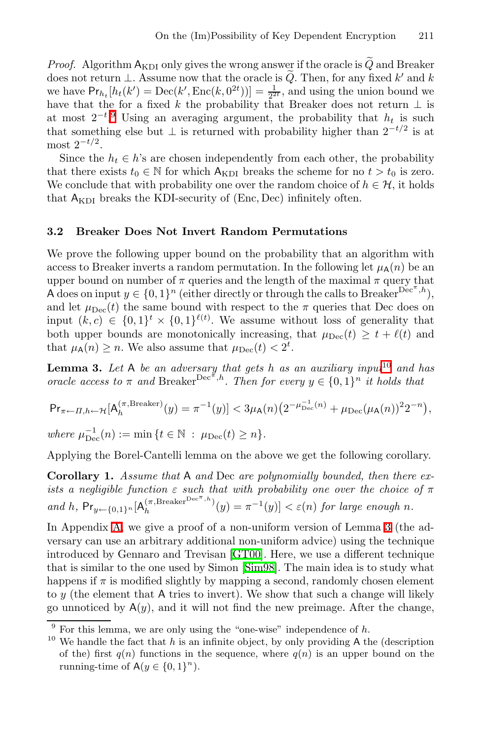*Proof.* Algorithm $\mathsf{A}_{\text{KDI}}$ only gives the wrong answer if the oracle is $\widetilde{Q}$ and Breaker does not return $\perp$. Assume now that the oracle is $\widetilde{Q}$. Then, for any fixed $k'$ and $k$ we have $\Pr_{h_t}[h_t(k') = \text{Dec}(k', \text{Enc}(k, 0^{2t}))] = \frac{1}{2^{2t}}$, and using the union bound we have that the for a fixed $k$ the probability that Breaker does not return $\perp$ is at most $2^{-t}$.[9] Using an averaging argument, the probability that $h_t$ is such that something else but $\perp$ is returned with probability higher than $2^{-t/2}$ is at most $2^{-t/2}$.

Since the $h_t \in h$'s are chosen independently from each other, the probability that there exists $t_0 \in \mathbb{N}$ for which $\mathsf{A}_{\text{KDI}}$ breaks the scheme for no $t > t_0$ is zero. We conclude that with probability one over the random choice of $h \in \mathcal{H}$, it holds that $\mathsf{A}_{\text{KDI}}$ breaks the KDI-security of (Enc, Dec) infinitely often.

### 3.2 Breaker Does Not Invert Random Permutations

We prove the following upper bound on the probability that an algorithm with access to Breaker inverts a random permutation. In the following let $\mu_{\mathsf{A}}(n)$ be an upper bound on number of $\pi$ queries and the length of the maximal $\pi$ query that $\mathsf{A}$ does on input $y \in \{0,1\}^n$ (either directly or through the calls to $\text{Breaker}^{\text{Dec}^\pi, h}$), and let $\mu_{\text{Dec}}(t)$ the same bound with respect to the $\pi$ queries that Dec does on input $(k, c) \in \{0,1\}^t \times \{0,1\}^{\ell(t)}$. We assume without loss of generality that both upper bounds are monotonically increasing, that $\mu_{\text{Dec}}(t) \geq t + \ell(t)$ and that $\mu_{\mathsf{A}}(n) \geq n$. We also assume that $\mu_{\text{Dec}}(t) < 2^t$.

**Lemma 3.** *Let* $\mathsf{A}$ *be an adversary that gets* $h$ *as an auxiliary input*[10] *and has oracle access to* $\pi$ *and* $\text{Breaker}^{\text{Dec}^\pi, h}$*. Then for every* $y \in \{0,1\}^n$ *it holds that*

$$\Pr_{\pi \leftarrow \Pi, h \leftarrow \mathcal{H}}[\mathsf{A}_h^{(\pi, \text{Breaker})}(y) = \pi^{-1}(y)] < 3\mu_{\mathsf{A}}(n)\big(2^{-\mu_{\text{Dec}}^{-1}(n)} + \mu_{\text{Dec}}(\mu_{\mathsf{A}}(n))^2 2^{-n}\big),$$

*where* $\mu_{\text{Dec}}^{-1}(n) := \min\{t \in \mathbb{N} \,:\, \mu_{\text{Dec}}(t) \geq n\}$.

Applying the Borel-Cantelli lemma on the above we get the following corollary.

**Corollary 1.** *Assume that* $\mathsf{A}$ *and* Dec *are polynomially bounded, then there exists a negligible function* $\varepsilon$ *such that with probability one over the choice of* $\pi$ *and* $h$*,* $\Pr_{y \leftarrow \{0,1\}^n}[\mathsf{A}_h^{(\pi, \text{Breaker}^{\text{Dec}^\pi, h})}(y) = \pi^{-1}(y)] < \varepsilon(n)$ *for large enough* $n$*.*

In Appendix A, we give a proof of a non-uniform version of Lemma 3 (the adversary can use an arbitrary additional non-uniform advice) using the technique introduced by Gennaro and Trevisan [GT00]. Here, we use a different technique that is similar to the one used by Simon [Sim98]. The main idea is to study what happens if $\pi$ is modified slightly by mapping a second, randomly chosen element to $y$ (the element that $\mathsf{A}$ tries to invert). We show that such a change will likely go unnoticed by $\mathsf{A}(y)$, and it will not find the new preimage. After the change,

---

[9] For this lemma, we are only using the "one-wise" independence of $h$.

[10] We handle the fact that $h$ is an infinite object, by only providing $\mathsf{A}$ the (description of the) first $q(n)$ functions in the sequence, where $q(n)$ is an upper bound on the running-time of $\mathsf{A}(y \in \{0,1\}^n)$.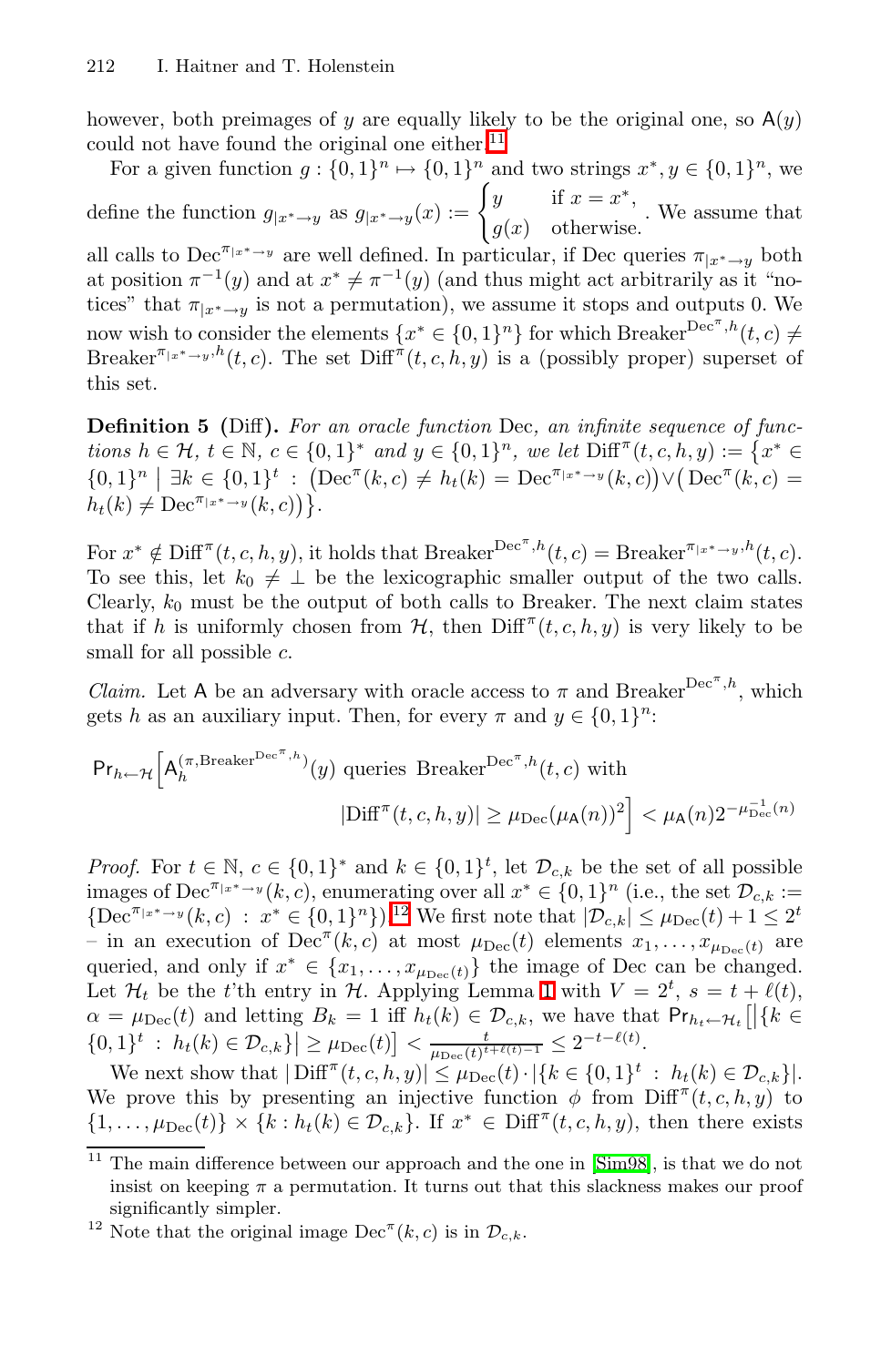however, both preimages of $y$ are equally likely to be the original one, so $\mathsf{A}(y)$ could not have found the original one either.[11]

For a given function $g : \{0,1\}^n \mapsto \{0,1\}^n$ and two strings $x^*, y \in \{0,1\}^n$, we define the function $g_{|x^* \to y}$ as $g_{|x^* \to y}(x) := \begin{cases} y & \text{if } x = x^*, \\ g(x) & \text{otherwise.} \end{cases}$. We assume that all calls to $\mathrm{Dec}^{\pi_{|x^* \to y}}$ are well defined. In particular, if Dec queries $\pi_{|x^* \to y}$ both at position $\pi^{-1}(y)$ and at $x^* \neq \pi^{-1}(y)$ (and thus might act arbitrarily as it "notices" that $\pi_{|x^* \to y}$ is not a permutation), we assume it stops and outputs 0. We now wish to consider the elements $\{x^* \in \{0,1\}^n\}$ for which $\mathrm{Breaker}^{\mathrm{Dec}^\pi, h}(t,c) \neq \mathrm{Breaker}^{\pi_{|x^* \to y}, h}(t,c)$. The set $\mathrm{Diff}^\pi(t,c,h,y)$ is a (possibly proper) superset of this set.

**Definition 5 (Diff).** *For an oracle function* Dec*, an infinite sequence of functions $h \in \mathcal{H}$, $t \in \mathbb{N}$, $c \in \{0,1\}^*$ and $y \in \{0,1\}^n$, we let* $\mathrm{Diff}^\pi(t,c,h,y) := \{x^* \in \{0,1\}^n \mid \exists k \in \{0,1\}^t : (\mathrm{Dec}^\pi(k,c) \neq h_t(k) = \mathrm{Dec}^{\pi_{|x^* \to y}}(k,c)) \vee (\mathrm{Dec}^\pi(k,c) = h_t(k) \neq \mathrm{Dec}^{\pi_{|x^* \to y}}(k,c))\}$.

For $x^* \notin \mathrm{Diff}^\pi(t,c,h,y)$, it holds that $\mathrm{Breaker}^{\mathrm{Dec}^\pi, h}(t,c) = \mathrm{Breaker}^{\pi_{|x^* \to y}, h}(t,c)$. To see this, let $k_0 \neq \perp$ be the lexicographic smaller output of the two calls. Clearly, $k_0$ must be the output of both calls to Breaker. The next claim states that if $h$ is uniformly chosen from $\mathcal{H}$, then $\mathrm{Diff}^\pi(t,c,h,y)$ is very likely to be small for all possible $c$.

*Claim.* Let $\mathsf{A}$ be an adversary with oracle access to $\pi$ and $\mathrm{Breaker}^{\mathrm{Dec}^\pi, h}$, which gets $h$ as an auxiliary input. Then, for every $\pi$ and $y \in \{0,1\}^n$:

$$\Pr_{h \leftarrow \mathcal{H}}\Big[\mathsf{A}_h^{(\pi, \mathrm{Breaker}^{\mathrm{Dec}^\pi, h})}(y) \text{ queries } \mathrm{Breaker}^{\mathrm{Dec}^\pi, h}(t,c) \text{ with } |\mathrm{Diff}^\pi(t,c,h,y)| \geq \mu_{\mathrm{Dec}}(\mu_{\mathsf{A}}(n))^2\Big] < \mu_{\mathsf{A}}(n) 2^{-\mu_{\mathrm{Dec}}^{-1}(n)}$$

*Proof.* For $t \in \mathbb{N}$, $c \in \{0,1\}^*$ and $k \in \{0,1\}^t$, let $\mathcal{D}_{c,k}$ be the set of all possible images of $\mathrm{Dec}^{\pi_{|x^* \to y}}(k,c)$, enumerating over all $x^* \in \{0,1\}^n$ (i.e., the set $\mathcal{D}_{c,k} := \{\mathrm{Dec}^{\pi_{|x^* \to y}}(k,c) : x^* \in \{0,1\}^n\}$).[12] We first note that $|\mathcal{D}_{c,k}| \leq \mu_{\mathrm{Dec}}(t) + 1 \leq 2^t$ – in an execution of $\mathrm{Dec}^\pi(k,c)$ at most $\mu_{\mathrm{Dec}}(t)$ elements $x_1, \ldots, x_{\mu_{\mathrm{Dec}}(t)}$ are queried, and only if $x^* \in \{x_1, \ldots, x_{\mu_{\mathrm{Dec}}(t)}\}$ the image of Dec can be changed. Let $\mathcal{H}_t$ be the $t$'th entry in $\mathcal{H}$. Applying Lemma 1 with $V = 2^t$, $s = t + \ell(t)$, $\alpha = \mu_{\mathrm{Dec}}(t)$ and letting $B_k = 1$ iff $h_t(k) \in \mathcal{D}_{c,k}$, we have that $\Pr_{h_t \leftarrow \mathcal{H}_t}\left[\left|\{k \in \{0,1\}^t : h_t(k) \in \mathcal{D}_{c,k}\}\right| \geq \mu_{\mathrm{Dec}}(t)\right] < \frac{t}{\mu_{\mathrm{Dec}}(t)^{t+\ell(t)-1}} \leq 2^{-t-\ell(t)}$.

We next show that $|\mathrm{Diff}^\pi(t,c,h,y)| \leq \mu_{\mathrm{Dec}}(t) \cdot |\{k \in \{0,1\}^t : h_t(k) \in \mathcal{D}_{c,k}\}|$. We prove this by presenting an injective function $\phi$ from $\mathrm{Diff}^\pi(t,c,h,y)$ to $\{1, \ldots, \mu_{\mathrm{Dec}}(t)\} \times \{k : h_t(k) \in \mathcal{D}_{c,k}\}$. If $x^* \in \mathrm{Diff}^\pi(t,c,h,y)$, then there exists

[11] The main difference between our approach and the one in [Sim98], is that we do not insist on keeping $\pi$ a permutation. It turns out that this slackness makes our proof significantly simpler.

[12] Note that the original image $\mathrm{Dec}^\pi(k,c)$ is in $\mathcal{D}_{c,k}$.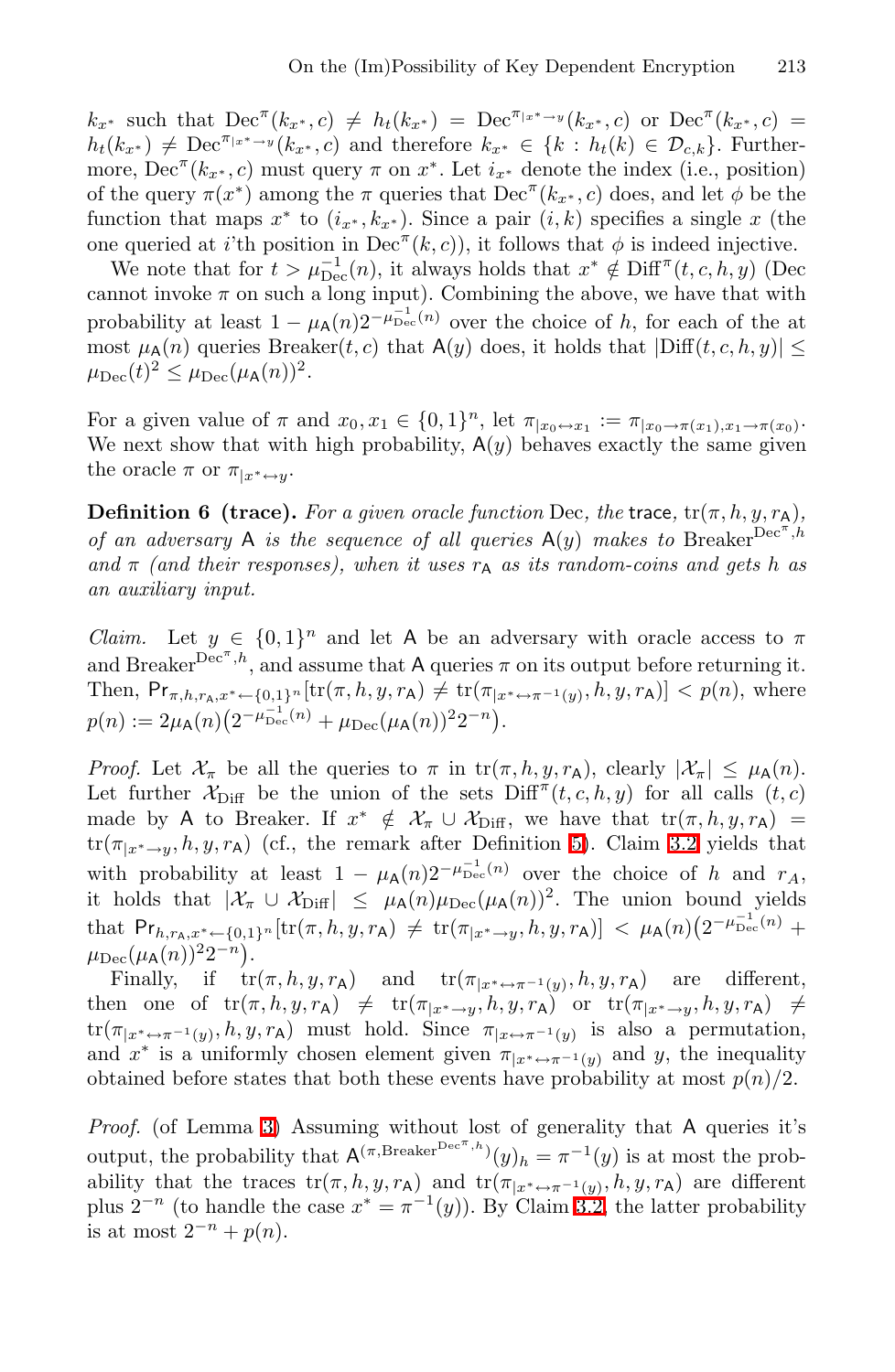$k_{x^*}$ such that $\mathrm{Dec}^{\pi}(k_{x^*}, c) \neq h_t(k_{x^*}) = \mathrm{Dec}^{\pi_{|x^* \to y}}(k_{x^*}, c)$ or $\mathrm{Dec}^{\pi}(k_{x^*}, c) = h_t(k_{x^*}) \neq \mathrm{Dec}^{\pi_{|x^* \to y}}(k_{x^*}, c)$ and therefore $k_{x^*} \in \{k : h_t(k) \in \mathcal{D}_{c,k}\}$. Furthermore, $\mathrm{Dec}^{\pi}(k_{x^*}, c)$ must query $\pi$ on $x^*$. Let $i_{x^*}$ denote the index (i.e., position) of the query $\pi(x^*)$ among the $\pi$ queries that $\mathrm{Dec}^{\pi}(k_{x^*}, c)$ does, and let $\phi$ be the function that maps $x^*$ to $(i_{x^*}, k_{x^*})$. Since a pair $(i, k)$ specifies a single $x$ (the one queried at $i$'th position in $\mathrm{Dec}^{\pi}(k, c)$), it follows that $\phi$ is indeed injective.

We note that for $t > \mu_{\mathrm{Dec}}^{-1}(n)$, it always holds that $x^* \notin \mathrm{Diff}^{\pi}(t, c, h, y)$ (Dec cannot invoke $\pi$ on such a long input). Combining the above, we have that with probability at least $1 - \mu_{\mathsf{A}}(n) 2^{-\mu_{\mathrm{Dec}}^{-1}(n)}$ over the choice of $h$, for each of the at most $\mu_{\mathsf{A}}(n)$ queries Breaker$(t, c)$ that $\mathsf{A}(y)$ does, it holds that $|\mathrm{Diff}(t, c, h, y)| \leq \mu_{\mathrm{Dec}}(t)^2 \leq \mu_{\mathrm{Dec}}(\mu_{\mathsf{A}}(n))^2$.

For a given value of $\pi$ and $x_0, x_1 \in \{0,1\}^n$, let $\pi_{|x_0 \leftrightarrow x_1} := \pi_{|x_0 \to \pi(x_1), x_1 \to \pi(x_0)}$. We next show that with high probability, $\mathsf{A}(y)$ behaves exactly the same given the oracle $\pi$ or $\pi_{|x^* \leftrightarrow y}$.

**Definition 6 (trace).** *For a given oracle function* Dec*, the* trace, $\mathrm{tr}(\pi, h, y, r_{\mathsf{A}})$*, of an adversary* $\mathsf{A}$ *is the sequence of all queries* $\mathsf{A}(y)$ *makes to* $\mathrm{Breaker}^{\mathrm{Dec}^{\pi}, h}$ *and* $\pi$ *(and their responses), when it uses* $r_{\mathsf{A}}$ *as its random-coins and gets* $h$ *as an auxiliary input.*

*Claim.* Let $y \in \{0,1\}^n$ and let $\mathsf{A}$ be an adversary with oracle access to $\pi$ and $\mathrm{Breaker}^{\mathrm{Dec}^{\pi}, h}$, and assume that $\mathsf{A}$ queries $\pi$ on its output before returning it. Then, $\Pr_{\pi, h, r_{\mathsf{A}}, x^* \leftarrow \{0,1\}^n}[\mathrm{tr}(\pi, h, y, r_{\mathsf{A}}) \neq \mathrm{tr}(\pi_{|x^* \leftrightarrow \pi^{-1}(y)}, h, y, r_{\mathsf{A}})] < p(n)$, where $p(n) := 2\mu_{\mathsf{A}}(n)\big(2^{-\mu_{\mathrm{Dec}}^{-1}(n)} + \mu_{\mathrm{Dec}}(\mu_{\mathsf{A}}(n))^2 2^{-n}\big)$.

*Proof.* Let $\mathcal{X}_{\pi}$ be all the queries to $\pi$ in $\mathrm{tr}(\pi, h, y, r_{\mathsf{A}})$, clearly $|\mathcal{X}_{\pi}| \leq \mu_{\mathsf{A}}(n)$. Let further $\mathcal{X}_{\mathrm{Diff}}$ be the union of the sets $\mathrm{Diff}^{\pi}(t, c, h, y)$ for all calls $(t, c)$ made by $\mathsf{A}$ to Breaker. If $x^* \notin \mathcal{X}_{\pi} \cup \mathcal{X}_{\mathrm{Diff}}$, we have that $\mathrm{tr}(\pi, h, y, r_{\mathsf{A}}) = \mathrm{tr}(\pi_{|x^* \to y}, h, y, r_{\mathsf{A}})$ (cf., the remark after Definition 5). Claim 3.2 yields that with probability at least $1 - \mu_{\mathsf{A}}(n) 2^{-\mu_{\mathrm{Dec}}^{-1}(n)}$ over the choice of $h$ and $r_A$, it holds that $|\mathcal{X}_{\pi} \cup \mathcal{X}_{\mathrm{Diff}}| \leq \mu_{\mathsf{A}}(n)\mu_{\mathrm{Dec}}(\mu_{\mathsf{A}}(n))^2$. The union bound yields that $\Pr_{h, r_{\mathsf{A}}, x^* \leftarrow \{0,1\}^n}[\mathrm{tr}(\pi, h, y, r_{\mathsf{A}}) \neq \mathrm{tr}(\pi_{|x^* \to y}, h, y, r_{\mathsf{A}})] < \mu_{\mathsf{A}}(n)\big(2^{-\mu_{\mathrm{Dec}}^{-1}(n)} + \mu_{\mathrm{Dec}}(\mu_{\mathsf{A}}(n))^2 2^{-n}\big)$.

Finally, if $\mathrm{tr}(\pi, h, y, r_{\mathsf{A}})$ and $\mathrm{tr}(\pi_{|x^* \leftrightarrow \pi^{-1}(y)}, h, y, r_{\mathsf{A}})$ are different, then one of $\mathrm{tr}(\pi, h, y, r_{\mathsf{A}}) \neq \mathrm{tr}(\pi_{|x^* \to y}, h, y, r_{\mathsf{A}})$ or $\mathrm{tr}(\pi_{|x^* \to y}, h, y, r_{\mathsf{A}}) \neq \mathrm{tr}(\pi_{|x^* \leftrightarrow \pi^{-1}(y)}, h, y, r_{\mathsf{A}})$ must hold. Since $\pi_{|x \leftrightarrow \pi^{-1}(y)}$ is also a permutation, and $x^*$ is a uniformly chosen element given $\pi_{|x^* \leftrightarrow \pi^{-1}(y)}$ and $y$, the inequality obtained before states that both these events have probability at most $p(n)/2$.

*Proof.* (of Lemma 3) Assuming without lost of generality that $\mathsf{A}$ queries it's output, the probability that $\mathsf{A}^{(\pi, \mathrm{Breaker}^{\mathrm{Dec}^{\pi}, h})}(y)_h = \pi^{-1}(y)$ is at most the probability that the traces $\mathrm{tr}(\pi, h, y, r_{\mathsf{A}})$ and $\mathrm{tr}(\pi_{|x^* \leftrightarrow \pi^{-1}(y)}, h, y, r_{\mathsf{A}})$ are different plus $2^{-n}$ (to handle the case $x^* = \pi^{-1}(y)$). By Claim 3.2, the latter probability is at most $2^{-n} + p(n)$.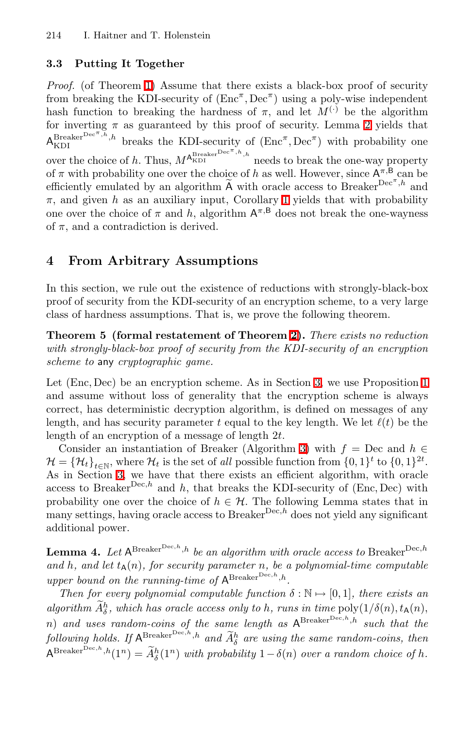### 3.3 Putting It Together

*Proof.* (of Theorem 1) Assume that there exists a black-box proof of security from breaking the KDI-security of $(\mathrm{Enc}^\pi, \mathrm{Dec}^\pi)$ using a poly-wise independent hash function to breaking the hardness of $\pi$, and let $M^{(\cdot)}$ be the algorithm for inverting $\pi$ as guaranteed by this proof of security. Lemma 2 yields that $\mathsf{A}_{\mathrm{KDI}}^{\mathrm{Breaker}^{\mathrm{Dec}^\pi,h},h}$ breaks the KDI-security of $(\mathrm{Enc}^\pi, \mathrm{Dec}^\pi)$ with probability one over the choice of $h$. Thus, $M^{\mathsf{A}_{\mathrm{KDI}}^{\mathrm{Breaker}^{\mathrm{Dec}^\pi,h},h}}$ needs to break the one-way property of $\pi$ with probability one over the choice of $h$ as well. However, since $\mathsf{A}^{\pi,\mathsf{B}}$ can be efficiently emulated by an algorithm $\widetilde{\mathsf{A}}$ with oracle access to $\mathrm{Breaker}^{\mathrm{Dec}^\pi,h}$ and $\pi$, and given $h$ as an auxiliary input, Corollary 1 yields that with probability one over the choice of $\pi$ and $h$, algorithm $\mathsf{A}^{\pi,\mathsf{B}}$ does not break the one-wayness of $\pi$, and a contradiction is derived.

## 4 From Arbitrary Assumptions

In this section, we rule out the existence of reductions with strongly-black-box proof of security from the KDI-security of an encryption scheme, to a very large class of hardness assumptions. That is, we prove the following theorem.

**Theorem 5 (formal restatement of Theorem 2).** *There exists no reduction with strongly-black-box proof of security from the KDI-security of an encryption scheme to* any *cryptographic game.*

Let $(\mathrm{Enc}, \mathrm{Dec})$ be an encryption scheme. As in Section 3, we use Proposition 1 and assume without loss of generality that the encryption scheme is always correct, has deterministic decryption algorithm, is defined on messages of any length, and has security parameter $t$ equal to the key length. We let $\ell(t)$ be the length of an encryption of a message of length $2t$.

Consider an instantiation of Breaker (Algorithm 3) with $f = \mathrm{Dec}$ and $h \in \mathcal{H} = \{\mathcal{H}_t\}_{t \in \mathbb{N}}$, where $\mathcal{H}_t$ is the set of *all* possible function from $\{0,1\}^t$ to $\{0,1\}^{2t}$. As in Section 3, we have that there exists an efficient algorithm, with oracle access to $\mathrm{Breaker}^{\mathrm{Dec},h}$ and $h$, that breaks the KDI-security of $(\mathrm{Enc}, \mathrm{Dec})$ with probability one over the choice of $h \in \mathcal{H}$. The following Lemma states that in many settings, having oracle access to $\mathrm{Breaker}^{\mathrm{Dec},h}$ does not yield any significant additional power.

**Lemma 4.** *Let $\mathsf{A}^{\mathrm{Breaker}^{\mathrm{Dec},h},h}$ be an algorithm with oracle access to $\mathrm{Breaker}^{\mathrm{Dec},h}$ and $h$, and let $t_{\mathsf{A}}(n)$, for security parameter $n$, be a polynomial-time computable upper bound on the running-time of $\mathsf{A}^{\mathrm{Breaker}^{\mathrm{Dec},h},h}$.*

*Then for every polynomial computable function $\delta : \mathbb{N} \mapsto [0,1]$, there exists an algorithm $\widetilde{A}_\delta^h$, which has oracle access only to $h$, runs in time $\mathrm{poly}(1/\delta(n), t_{\mathsf{A}}(n), n)$ and uses random-coins of the same length as $\mathsf{A}^{\mathrm{Breaker}^{\mathrm{Dec},h},h}$ such that the following holds. If $\mathsf{A}^{\mathrm{Breaker}^{\mathrm{Dec},h},h}$ and $\widetilde{A}_\delta^h$ are using the same random-coins, then $\mathsf{A}^{\mathrm{Breaker}^{\mathrm{Dec},h},h}(1^n) = \widetilde{A}_\delta^h(1^n)$ with probability $1 - \delta(n)$ over a random choice of $h$.*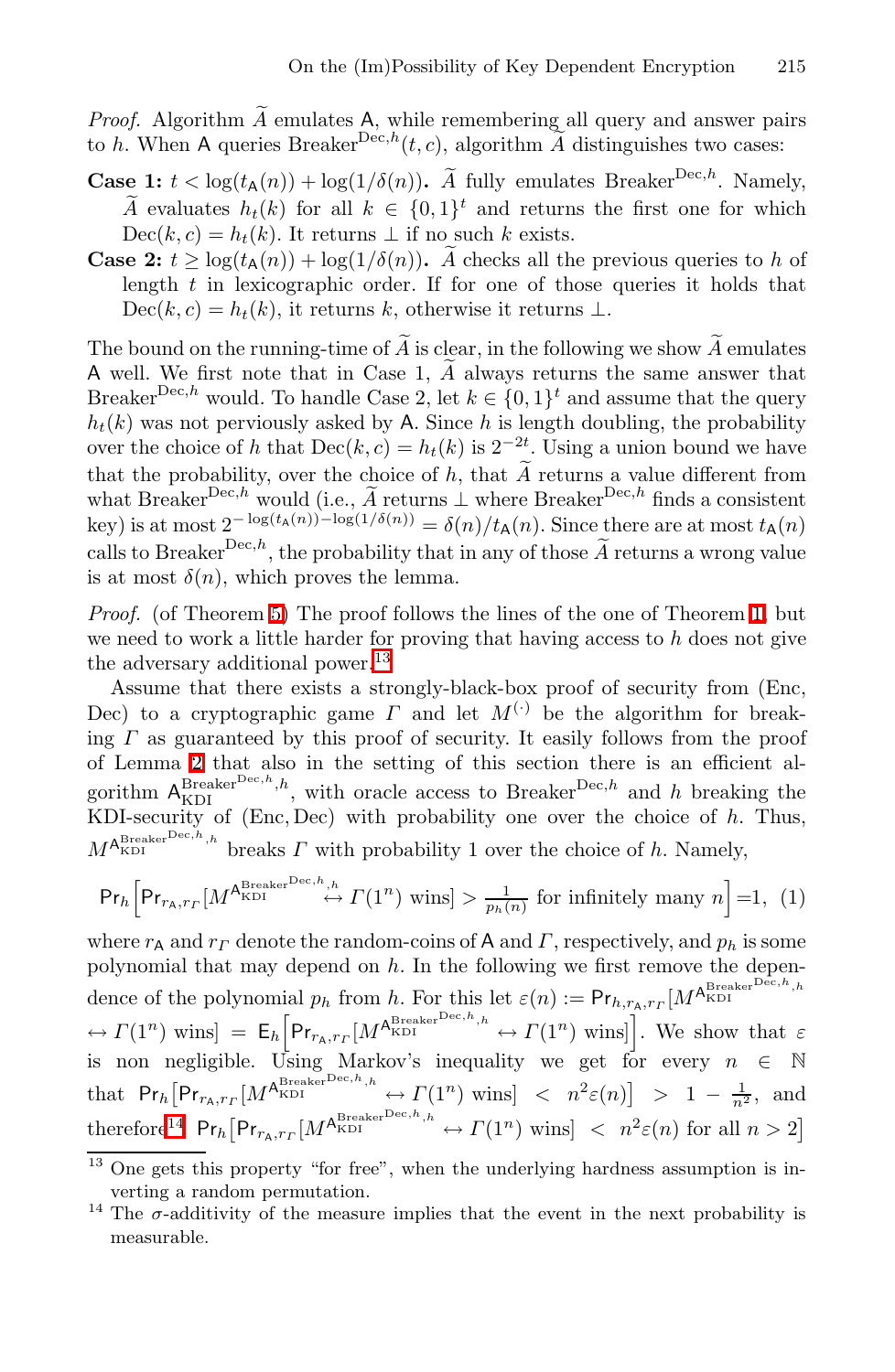*Proof.* Algorithm $\widetilde{A}$ emulates $\mathsf{A}$, while remembering all query and answer pairs to $h$. When $\mathsf{A}$ queries $\text{Breaker}^{\text{Dec},h}(t,c)$, algorithm $\widetilde{A}$ distinguishes two cases:

**Case 1:** $t < \log(t_{\mathsf{A}}(n)) + \log(1/\delta(n))$**.** $\widetilde{A}$ fully emulates $\text{Breaker}^{\text{Dec},h}$. Namely, $\widetilde{A}$ evaluates $h_t(k)$ for all $k \in \{0,1\}^t$ and returns the first one for which $\text{Dec}(k,c) = h_t(k)$. It returns $\perp$ if no such $k$ exists.

**Case 2:** $t \geq \log(t_{\mathsf{A}}(n)) + \log(1/\delta(n))$**.** $\widetilde{A}$ checks all the previous queries to $h$ of length $t$ in lexicographic order. If for one of those queries it holds that $\text{Dec}(k,c) = h_t(k)$, it returns $k$, otherwise it returns $\perp$.

The bound on the running-time of $\widetilde{A}$ is clear, in the following we show $\widetilde{A}$ emulates $\mathsf{A}$ well. We first note that in Case 1, $\widetilde{A}$ always returns the same answer that $\text{Breaker}^{\text{Dec},h}$ would. To handle Case 2, let $k \in \{0,1\}^t$ and assume that the query $h_t(k)$ was not perviously asked by $\mathsf{A}$. Since $h$ is length doubling, the probability over the choice of $h$ that $\text{Dec}(k,c) = h_t(k)$ is $2^{-2t}$. Using a union bound we have that the probability, over the choice of $h$, that $\widetilde{A}$ returns a value different from what $\text{Breaker}^{\text{Dec},h}$ would (i.e., $\widetilde{A}$ returns $\perp$ where $\text{Breaker}^{\text{Dec},h}$ finds a consistent key) is at most $2^{-\log(t_{\mathsf{A}}(n)) - \log(1/\delta(n))} = \delta(n)/t_{\mathsf{A}}(n)$. Since there are at most $t_{\mathsf{A}}(n)$ calls to $\text{Breaker}^{\text{Dec},h}$, the probability that in any of those $\widetilde{A}$ returns a wrong value is at most $\delta(n)$, which proves the lemma.

*Proof.* (of Theorem 5) The proof follows the lines of the one of Theorem 1, but we need to work a little harder for proving that having access to $h$ does not give the adversary additional power.[13]

Assume that there exists a strongly-black-box proof of security from (Enc, Dec) to a cryptographic game $\Gamma$ and let $M^{(\cdot)}$ be the algorithm for breaking $\Gamma$ as guaranteed by this proof of security. It easily follows from the proof of Lemma 2 that also in the setting of this section there is an efficient algorithm $\mathsf{A}_{\text{KDI}}^{\text{Breaker}^{\text{Dec},h},h}$, with oracle access to $\text{Breaker}^{\text{Dec},h}$ and $h$ breaking the KDI-security of (Enc, Dec) with probability one over the choice of $h$. Thus, $M^{\mathsf{A}_{\text{KDI}}^{\text{Breaker}^{\text{Dec},h},h}}$ breaks $\Gamma$ with probability 1 over the choice of $h$. Namely,

$$\mathsf{Pr}_h\Big[\mathsf{Pr}_{r_{\mathsf{A}},r_\Gamma}[M^{\mathsf{A}_{\text{KDI}}^{\text{Breaker}^{\text{Dec},h},h}} \leftrightarrow \Gamma(1^n) \text{ wins}] > \tfrac{1}{p_h(n)} \text{ for infinitely many } n\Big] = 1, \quad (1)$$

where $r_{\mathsf{A}}$ and $r_\Gamma$ denote the random-coins of $\mathsf{A}$ and $\Gamma$, respectively, and $p_h$ is some polynomial that may depend on $h$. In the following we first remove the dependence of the polynomial $p_h$ from $h$. For this let $\varepsilon(n) := \mathsf{Pr}_{h,r_{\mathsf{A}},r_\Gamma}[M^{\mathsf{A}_{\text{KDI}}^{\text{Breaker}^{\text{Dec},h},h}} \leftrightarrow \Gamma(1^n) \text{ wins}] = \mathsf{E}_h\Big[\mathsf{Pr}_{r_{\mathsf{A}},r_\Gamma}[M^{\mathsf{A}_{\text{KDI}}^{\text{Breaker}^{\text{Dec},h},h}} \leftrightarrow \Gamma(1^n) \text{ wins}]\Big]$. We show that $\varepsilon$ is non negligible. Using Markov's inequality we get for every $n \in \mathbb{N}$ that $\mathsf{Pr}_h\Big[\mathsf{Pr}_{r_{\mathsf{A}},r_\Gamma}[M^{\mathsf{A}_{\text{KDI}}^{\text{Breaker}^{\text{Dec},h},h}} \leftrightarrow \Gamma(1^n) \text{ wins}] < n^2\varepsilon(n)\Big] > 1 - \frac{1}{n^2}$, and therefore[14] $\mathsf{Pr}_h\Big[\mathsf{Pr}_{r_{\mathsf{A}},r_\Gamma}[M^{\mathsf{A}_{\text{KDI}}^{\text{Breaker}^{\text{Dec},h},h}} \leftrightarrow \Gamma(1^n) \text{ wins}] < n^2\varepsilon(n) \text{ for all } n > 2\Big]$

---

[13] One gets this property "for free", when the underlying hardness assumption is inverting a random permutation.

[14] The $\sigma$-additivity of the measure implies that the event in the next probability is measurable.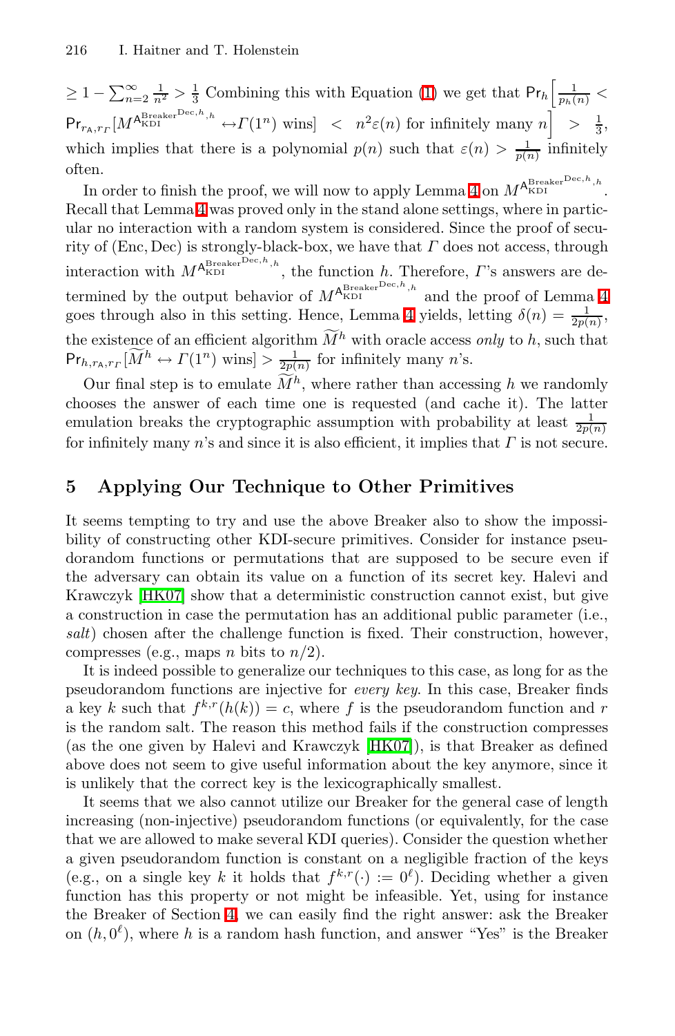$\geq 1 - \sum_{n=2}^{\infty} \frac{1}{n^2} > \frac{1}{3}$ Combining this with Equation (1) we get that $\Pr_h\left[\frac{1}{p_h(n)} < \Pr_{r_{\mathsf{A}},r_\Gamma}[M^{\mathsf{A}_{\mathrm{KDI}}^{\mathrm{Breaker}^{\mathrm{Dec},h},h}} \leftrightarrow \Gamma(1^n) \text{ wins}] < n^2\varepsilon(n) \text{ for infinitely many } n\right] > \frac{1}{3}$, which implies that there is a polynomial $p(n)$ such that $\varepsilon(n) > \frac{1}{p(n)}$ infinitely often.

In order to finish the proof, we will now to apply Lemma 4 on $M^{\mathsf{A}_{\mathrm{KDI}}^{\mathrm{Breaker}^{\mathrm{Dec},h},h}}$. Recall that Lemma 4 was proved only in the stand alone settings, where in particular no interaction with a random system is considered. Since the proof of security of (Enc, Dec) is strongly-black-box, we have that $\Gamma$ does not access, through interaction with $M^{\mathsf{A}_{\mathrm{KDI}}^{\mathrm{Breaker}^{\mathrm{Dec},h},h}}$, the function $h$. Therefore, $\Gamma$'s answers are determined by the output behavior of $M^{\mathsf{A}_{\mathrm{KDI}}^{\mathrm{Breaker}^{\mathrm{Dec},h},h}}$ and the proof of Lemma 4 goes through also in this setting. Hence, Lemma 4 yields, letting $\delta(n) = \frac{1}{2p(n)}$, the existence of an efficient algorithm $\widetilde{M}^h$ with oracle access *only* to $h$, such that $\Pr_{h,r_{\mathsf{A}},r_\Gamma}[\widetilde{M}^h \leftrightarrow \Gamma(1^n) \text{ wins}] > \frac{1}{2p(n)}$ for infinitely many $n$'s.

Our final step is to emulate $\widetilde{M}^h$, where rather than accessing $h$ we randomly chooses the answer of each time one is requested (and cache it). The latter emulation breaks the cryptographic assumption with probability at least $\frac{1}{2p(n)}$ for infinitely many $n$'s and since it is also efficient, it implies that $\Gamma$ is not secure.

## 5 Applying Our Technique to Other Primitives

It seems tempting to try and use the above Breaker also to show the impossibility of constructing other KDI-secure primitives. Consider for instance pseudorandom functions or permutations that are supposed to be secure even if the adversary can obtain its value on a function of its secret key. Halevi and Krawczyk [HK07] show that a deterministic construction cannot exist, but give a construction in case the permutation has an additional public parameter (i.e., *salt*) chosen after the challenge function is fixed. Their construction, however, compresses (e.g., maps $n$ bits to $n/2$).

It is indeed possible to generalize our techniques to this case, as long for as the pseudorandom functions are injective for *every key*. In this case, Breaker finds a key $k$ such that $f^{k,r}(h(k)) = c$, where $f$ is the pseudorandom function and $r$ is the random salt. The reason this method fails if the construction compresses (as the one given by Halevi and Krawczyk [HK07]), is that Breaker as defined above does not seem to give useful information about the key anymore, since it is unlikely that the correct key is the lexicographically smallest.

It seems that we also cannot utilize our Breaker for the general case of length increasing (non-injective) pseudorandom functions (or equivalently, for the case that we are allowed to make several KDI queries). Consider the question whether a given pseudorandom function is constant on a negligible fraction of the keys (e.g., on a single key $k$ it holds that $f^{k,r}(\cdot) := 0^\ell$). Deciding whether a given function has this property or not might be infeasible. Yet, using for instance the Breaker of Section 4, we can easily find the right answer: ask the Breaker on $(h, 0^\ell)$, where $h$ is a random hash function, and answer "Yes" is the Breaker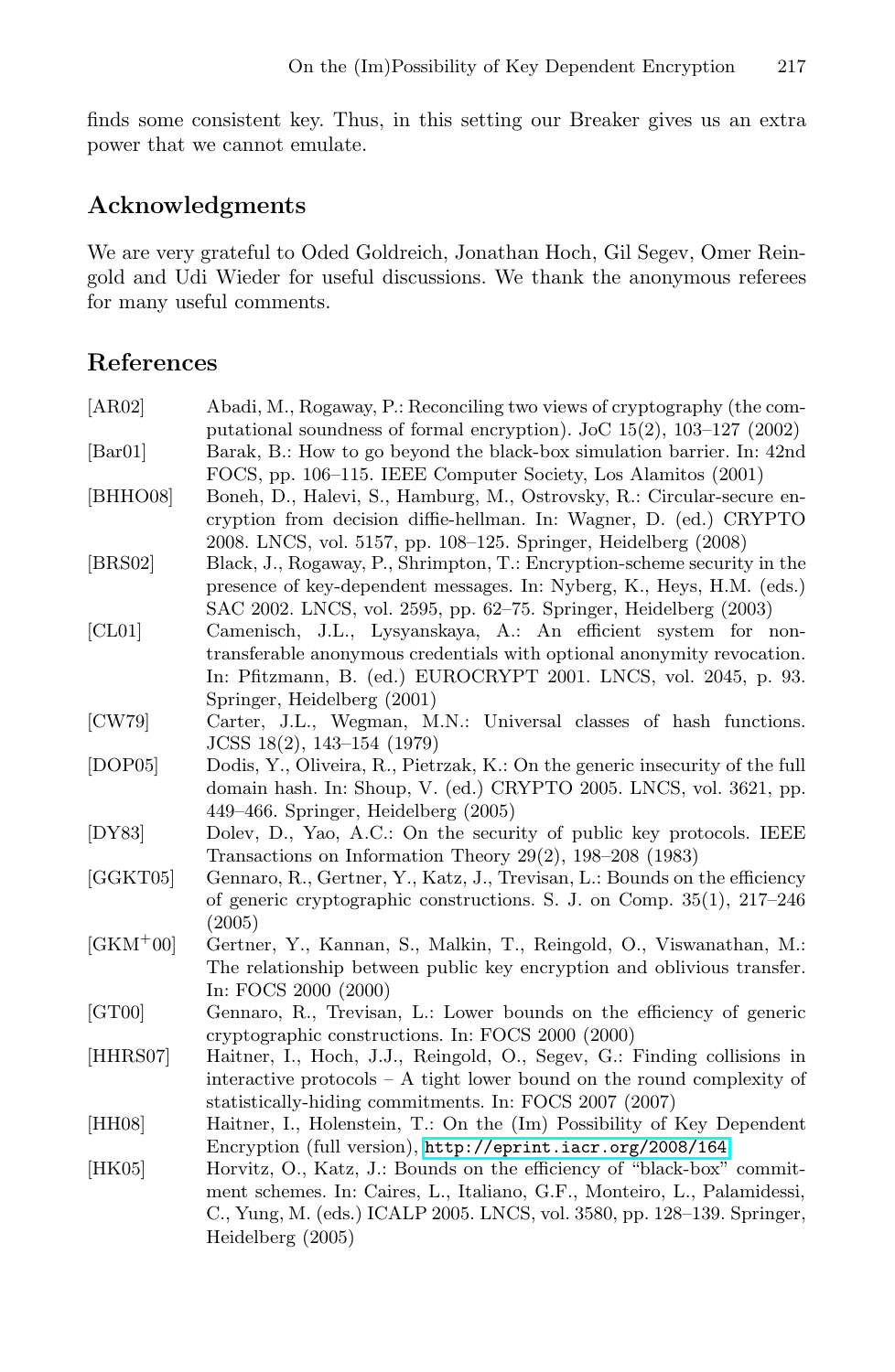finds some consistent key. Thus, in this setting our Breaker gives us an extra power that we cannot emulate.

## Acknowledgments

We are very grateful to Oded Goldreich, Jonathan Hoch, Gil Segev, Omer Reingold and Udi Wieder for useful discussions. We thank the anonymous referees for many useful comments.

## References

[AR02] Abadi, M., Rogaway, P.: Reconciling two views of cryptography (the computational soundness of formal encryption). JoC 15(2), 103–127 (2002)

[Bar01] Barak, B.: How to go beyond the black-box simulation barrier. In: 42nd FOCS, pp. 106–115. IEEE Computer Society, Los Alamitos (2001)

[BHHO08] Boneh, D., Halevi, S., Hamburg, M., Ostrovsky, R.: Circular-secure encryption from decision diffie-hellman. In: Wagner, D. (ed.) CRYPTO 2008. LNCS, vol. 5157, pp. 108–125. Springer, Heidelberg (2008)

[BRS02] Black, J., Rogaway, P., Shrimpton, T.: Encryption-scheme security in the presence of key-dependent messages. In: Nyberg, K., Heys, H.M. (eds.) SAC 2002. LNCS, vol. 2595, pp. 62–75. Springer, Heidelberg (2003)

[CL01] Camenisch, J.L., Lysyanskaya, A.: An efficient system for non-transferable anonymous credentials with optional anonymity revocation. In: Pfitzmann, B. (ed.) EUROCRYPT 2001. LNCS, vol. 2045, p. 93. Springer, Heidelberg (2001)

[CW79] Carter, J.L., Wegman, M.N.: Universal classes of hash functions. JCSS 18(2), 143–154 (1979)

[DOP05] Dodis, Y., Oliveira, R., Pietrzak, K.: On the generic insecurity of the full domain hash. In: Shoup, V. (ed.) CRYPTO 2005. LNCS, vol. 3621, pp. 449–466. Springer, Heidelberg (2005)

[DY83] Dolev, D., Yao, A.C.: On the security of public key protocols. IEEE Transactions on Information Theory 29(2), 198–208 (1983)

[GGKT05] Gennaro, R., Gertner, Y., Katz, J., Trevisan, L.: Bounds on the efficiency of generic cryptographic constructions. S. J. on Comp. 35(1), 217–246 (2005)

[GKM+00] Gertner, Y., Kannan, S., Malkin, T., Reingold, O., Viswanathan, M.: The relationship between public key encryption and oblivious transfer. In: FOCS 2000 (2000)

[GT00] Gennaro, R., Trevisan, L.: Lower bounds on the efficiency of generic cryptographic constructions. In: FOCS 2000 (2000)

[HHRS07] Haitner, I., Hoch, J.J., Reingold, O., Segev, G.: Finding collisions in interactive protocols – A tight lower bound on the round complexity of statistically-hiding commitments. In: FOCS 2007 (2007)

[HH08] Haitner, I., Holenstein, T.: On the (Im) Possibility of Key Dependent Encryption (full version), http://eprint.iacr.org/2008/164

[HK05] Horvitz, O., Katz, J.: Bounds on the efficiency of "black-box" commitment schemes. In: Caires, L., Italiano, G.F., Monteiro, L., Palamidessi, C., Yung, M. (eds.) ICALP 2005. LNCS, vol. 3580, pp. 128–139. Springer, Heidelberg (2005)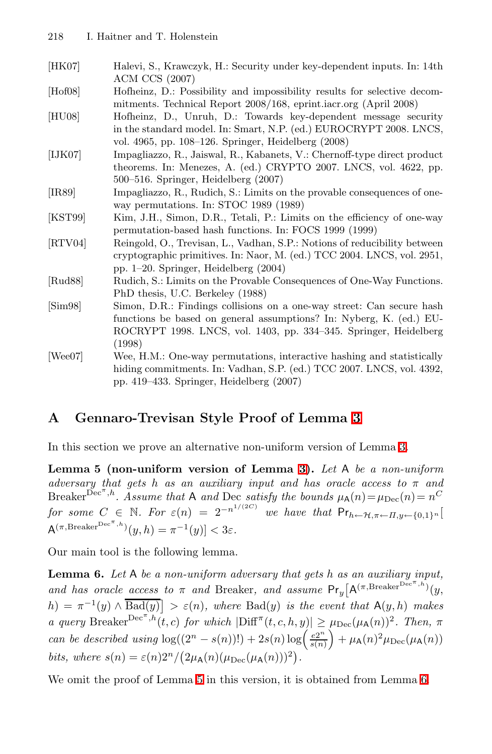[HK07] Halevi, S., Krawczyk, H.: Security under key-dependent inputs. In: 14th ACM CCS (2007)

[Hof08] Hofheinz, D.: Possibility and impossibility results for selective decommitments. Technical Report 2008/168, eprint.iacr.org (April 2008)

[HU08] Hofheinz, D., Unruh, D.: Towards key-dependent message security in the standard model. In: Smart, N.P. (ed.) EUROCRYPT 2008. LNCS, vol. 4965, pp. 108–126. Springer, Heidelberg (2008)

[IJK07] Impagliazzo, R., Jaiswal, R., Kabanets, V.: Chernoff-type direct product theorems. In: Menezes, A. (ed.) CRYPTO 2007. LNCS, vol. 4622, pp. 500–516. Springer, Heidelberg (2007)

[IR89] Impagliazzo, R., Rudich, S.: Limits on the provable consequences of one-way permutations. In: STOC 1989 (1989)

[KST99] Kim, J.H., Simon, D.R., Tetali, P.: Limits on the efficiency of one-way permutation-based hash functions. In: FOCS 1999 (1999)

[RTV04] Reingold, O., Trevisan, L., Vadhan, S.P.: Notions of reducibility between cryptographic primitives. In: Naor, M. (ed.) TCC 2004. LNCS, vol. 2951, pp. 1–20. Springer, Heidelberg (2004)

[Rud88] Rudich, S.: Limits on the Provable Consequences of One-Way Functions. PhD thesis, U.C. Berkeley (1988)

[Sim98] Simon, D.R.: Findings collisions on a one-way street: Can secure hash functions be based on general assumptions? In: Nyberg, K. (ed.) EUROCRYPT 1998. LNCS, vol. 1403, pp. 334–345. Springer, Heidelberg (1998)

[Wee07] Wee, H.M.: One-way permutations, interactive hashing and statistically hiding commitments. In: Vadhan, S.P. (ed.) TCC 2007. LNCS, vol. 4392, pp. 419–433. Springer, Heidelberg (2007)

## A Gennaro-Trevisan Style Proof of Lemma 3

In this section we prove an alternative non-uniform version of Lemma 3.

**Lemma 5 (non-uniform version of Lemma 3).** *Let* $\mathsf{A}$ *be a non-uniform adversary that gets* $h$ *as an auxiliary input and has oracle access to* $\pi$ *and* $\text{Breaker}^{\text{Dec}^{\pi},h}$. *Assume that* $\mathsf{A}$ *and* Dec *satisfy the bounds* $\mu_{\mathsf{A}}(n) = \mu_{\text{Dec}}(n) = n^C$ *for some* $C \in \mathbb{N}$. *For* $\varepsilon(n) = 2^{-n^{1/(2C)}}$ *we have that* $\Pr_{h \leftarrow \mathcal{H}, \pi \leftarrow \Pi, y \leftarrow \{0,1\}^n}[\mathsf{A}^{(\pi, \text{Breaker}^{\text{Dec}^{\pi},h})}(y,h) = \pi^{-1}(y)] < 3\varepsilon$.

Our main tool is the following lemma.

**Lemma 6.** *Let* $\mathsf{A}$ *be a non-uniform adversary that gets* $h$ *as an auxiliary input, and has oracle access to* $\pi$ *and* Breaker, *and assume* $\Pr_y[\mathsf{A}^{(\pi, \text{Breaker}^{\text{Dec}^{\pi},h})}(y,h) = \pi^{-1}(y) \wedge \overline{\text{Bad}(y)}] > \varepsilon(n)$, *where* $\text{Bad}(y)$ *is the event that* $\mathsf{A}(y,h)$ *makes a query* $\text{Breaker}^{\text{Dec}^{\pi},h}(t,c)$ *for which* $|\text{Diff}^{\pi}(t,c,h,y)| \geq \mu_{\text{Dec}}(\mu_{\mathsf{A}}(n))^2$. *Then,* $\pi$ *can be described using* $\log((2^n - s(n))!) + 2s(n)\log\left(\frac{e2^n}{s(n)}\right) + \mu_{\mathsf{A}}(n)^2\mu_{\text{Dec}}(\mu_{\mathsf{A}}(n))$ *bits, where* $s(n) = \varepsilon(n)2^n/\left(2\mu_{\mathsf{A}}(n)(\mu_{\text{Dec}}(\mu_{\mathsf{A}}(n)))^2\right)$.

We omit the proof of Lemma 5 in this version, it is obtained from Lemma 6.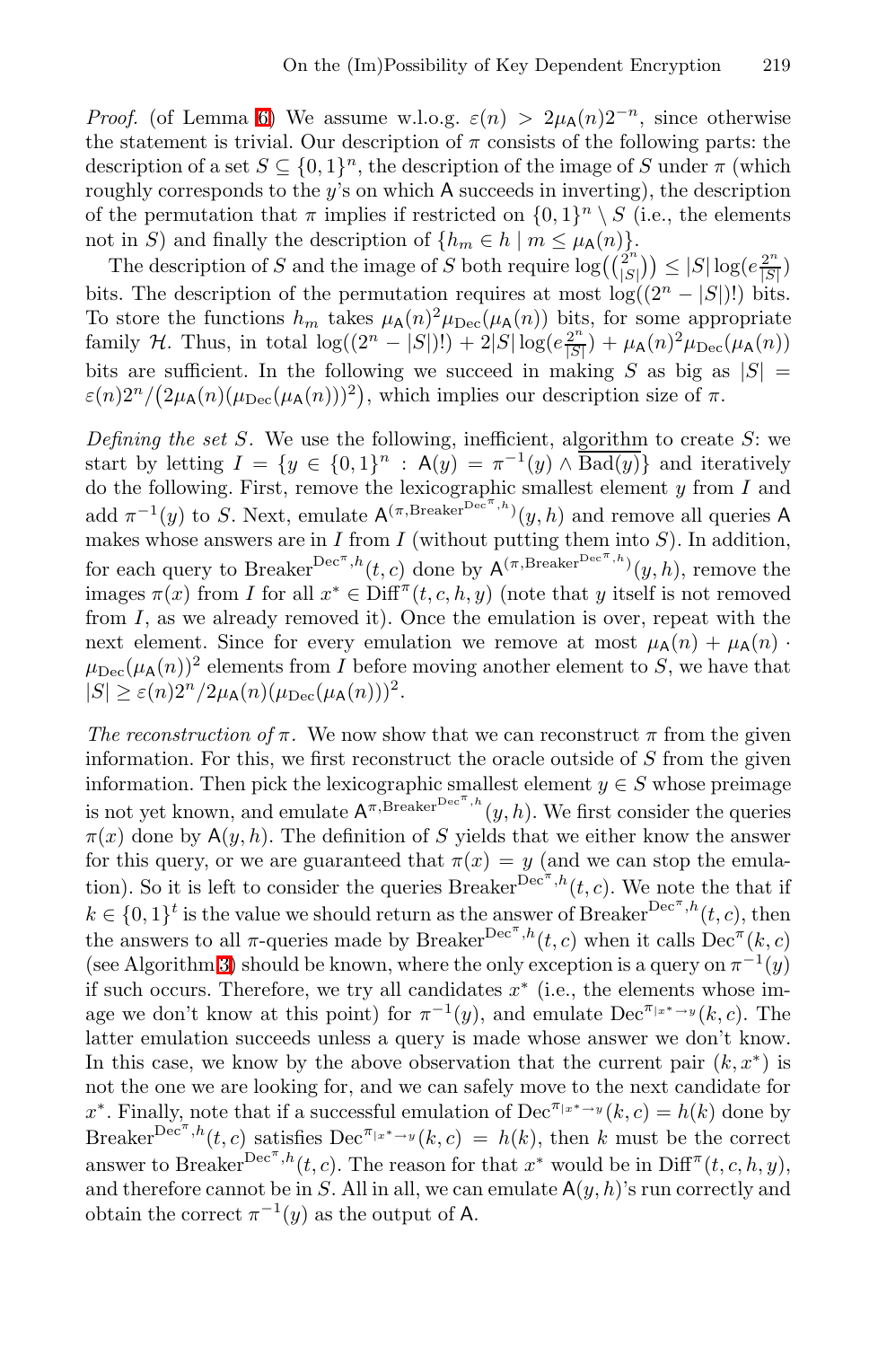*Proof.* (of Lemma 6) We assume w.l.o.g. $\varepsilon(n) > 2\mu_{\mathsf{A}}(n)2^{-n}$, since otherwise the statement is trivial. Our description of $\pi$ consists of the following parts: the description of a set $S \subseteq \{0,1\}^n$, the description of the image of $S$ under $\pi$ (which roughly corresponds to the $y$'s on which $\mathsf{A}$ succeeds in inverting), the description of the permutation that $\pi$ implies if restricted on $\{0,1\}^n \setminus S$ (i.e., the elements not in $S$) and finally the description of $\{h_m \in h \mid m \leq \mu_{\mathsf{A}}(n)\}$.

The description of $S$ and the image of $S$ both require $\log\left(\binom{2^n}{|S|}\right) \leq |S| \log(e\frac{2^n}{|S|})$ bits. The description of the permutation requires at most $\log((2^n - |S|)!)$ bits. To store the functions $h_m$ takes $\mu_{\mathsf{A}}(n)^2 \mu_{\mathrm{Dec}}(\mu_{\mathsf{A}}(n))$ bits, for some appropriate family $\mathcal{H}$. Thus, in total $\log((2^n - |S|)!) + 2|S|\log(e\frac{2^n}{|S|}) + \mu_{\mathsf{A}}(n)^2 \mu_{\mathrm{Dec}}(\mu_{\mathsf{A}}(n))$ bits are sufficient. In the following we succeed in making $S$ as big as $|S| = \varepsilon(n)2^n / \big(2\mu_{\mathsf{A}}(n)(\mu_{\mathrm{Dec}}(\mu_{\mathsf{A}}(n)))^2\big)$, which implies our description size of $\pi$.

*Defining the set $S$.* We use the following, inefficient, algorithm to create $S$: we start by letting $I = \{y \in \{0,1\}^n : \mathsf{A}(y) = \pi^{-1}(y) \wedge \overline{\mathrm{Bad}(y)}\}$ and iteratively do the following. First, remove the lexicographic smallest element $y$ from $I$ and add $\pi^{-1}(y)$ to $S$. Next, emulate $\mathsf{A}^{(\pi, \mathrm{Breaker}^{\mathrm{Dec}^\pi, h})}(y, h)$ and remove all queries $\mathsf{A}$ makes whose answers are in $I$ from $I$ (without putting them into $S$). In addition, for each query to $\mathrm{Breaker}^{\mathrm{Dec}^\pi, h}(t, c)$ done by $\mathsf{A}^{(\pi, \mathrm{Breaker}^{\mathrm{Dec}^\pi, h})}(y, h)$, remove the images $\pi(x)$ from $I$ for all $x^* \in \mathrm{Diff}^\pi(t, c, h, y)$ (note that $y$ itself is not removed from $I$, as we already removed it). Once the emulation is over, repeat with the next element. Since for every emulation we remove at most $\mu_{\mathsf{A}}(n) + \mu_{\mathsf{A}}(n) \cdot \mu_{\mathrm{Dec}}(\mu_{\mathsf{A}}(n))^2$ elements from $I$ before moving another element to $S$, we have that $|S| \geq \varepsilon(n)2^n / 2\mu_{\mathsf{A}}(n)(\mu_{\mathrm{Dec}}(\mu_{\mathsf{A}}(n)))^2$.

*The reconstruction of $\pi$.* We now show that we can reconstruct $\pi$ from the given information. For this, we first reconstruct the oracle outside of $S$ from the given information. Then pick the lexicographic smallest element $y \in S$ whose preimage is not yet known, and emulate $\mathsf{A}^{\pi, \mathrm{Breaker}^{\mathrm{Dec}^\pi, h}}(y, h)$. We first consider the queries $\pi(x)$ done by $\mathsf{A}(y, h)$. The definition of $S$ yields that we either know the answer for this query, or we are guaranteed that $\pi(x) = y$ (and we can stop the emulation). So it is left to consider the queries $\mathrm{Breaker}^{\mathrm{Dec}^\pi, h}(t, c)$. We note the that if $k \in \{0,1\}^t$ is the value we should return as the answer of $\mathrm{Breaker}^{\mathrm{Dec}^\pi, h}(t, c)$, then the answers to all $\pi$-queries made by $\mathrm{Breaker}^{\mathrm{Dec}^\pi, h}(t, c)$ when it calls $\mathrm{Dec}^\pi(k, c)$ (see Algorithm 3) should be known, where the only exception is a query on $\pi^{-1}(y)$ if such occurs. Therefore, we try all candidates $x^*$ (i.e., the elements whose image we don't know at this point) for $\pi^{-1}(y)$, and emulate $\mathrm{Dec}^{\pi_{|x^* \to y}}(k, c)$. The latter emulation succeeds unless a query is made whose answer we don't know. In this case, we know by the above observation that the current pair $(k, x^*)$ is not the one we are looking for, and we can safely move to the next candidate for $x^*$. Finally, note that if a successful emulation of $\mathrm{Dec}^{\pi_{|x^* \to y}}(k, c) = h(k)$ done by $\mathrm{Breaker}^{\mathrm{Dec}^\pi, h}(t, c)$ satisfies $\mathrm{Dec}^{\pi_{|x^* \to y}}(k, c) = h(k)$, then $k$ must be the correct answer to $\mathrm{Breaker}^{\mathrm{Dec}^\pi, h}(t, c)$. The reason for that $x^*$ would be in $\mathrm{Diff}^\pi(t, c, h, y)$, and therefore cannot be in $S$. All in all, we can emulate $\mathsf{A}(y, h)$'s run correctly and obtain the correct $\pi^{-1}(y)$ as the output of $\mathsf{A}$.